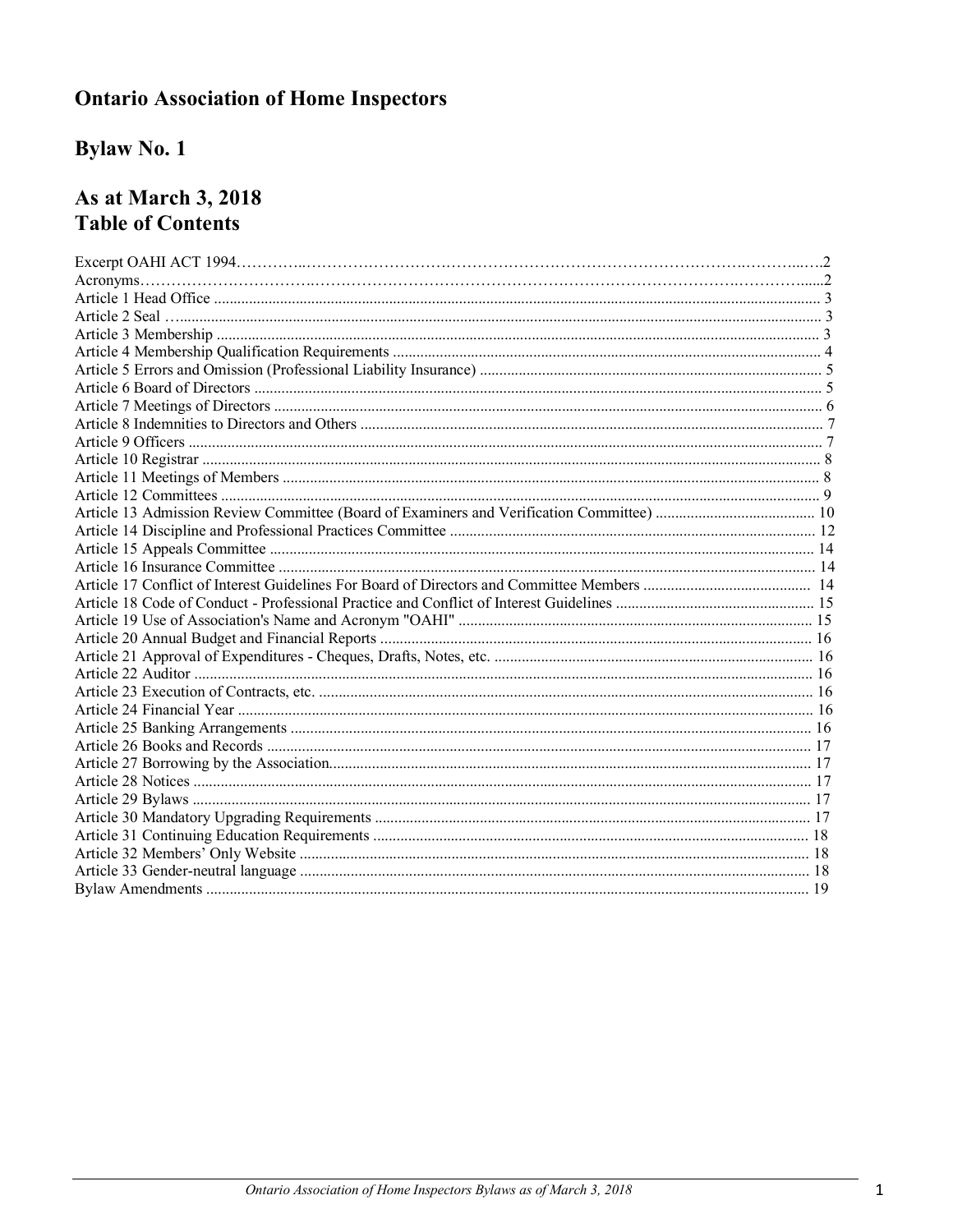# Ontario Association of Home Inspectors

## Bylaw No. 1

## As at March 3, 2018
## Table of Contents

Excerpt OAHI ACT 1994 .......... 2
Acronyms .......... 2
Article 1 Head Office .......... 3
Article 2 Seal .......... 3
Article 3 Membership .......... 3
Article 4 Membership Qualification Requirements .......... 4
Article 5 Errors and Omission (Professional Liability Insurance) .......... 5
Article 6 Board of Directors .......... 5
Article 7 Meetings of Directors .......... 6
Article 8 Indemnities to Directors and Others .......... 7
Article 9 Officers .......... 7
Article 10 Registrar .......... 8
Article 11 Meetings of Members .......... 8
Article 12 Committees .......... 9
Article 13 Admission Review Committee (Board of Examiners and Verification Committee) .......... 10
Article 14 Discipline and Professional Practices Committee .......... 12
Article 15 Appeals Committee .......... 14
Article 16 Insurance Committee .......... 14
Article 17 Conflict of Interest Guidelines For Board of Directors and Committee Members .......... 14
Article 18 Code of Conduct - Professional Practice and Conflict of Interest Guidelines .......... 15
Article 19 Use of Association's Name and Acronym "OAHI" .......... 15
Article 20 Annual Budget and Financial Reports .......... 16
Article 21 Approval of Expenditures - Cheques, Drafts, Notes, etc. .......... 16
Article 22 Auditor .......... 16
Article 23 Execution of Contracts, etc. .......... 16
Article 24 Financial Year .......... 16
Article 25 Banking Arrangements .......... 16
Article 26 Books and Records .......... 17
Article 27 Borrowing by the Association .......... 17
Article 28 Notices .......... 17
Article 29 Bylaws .......... 17
Article 30 Mandatory Upgrading Requirements .......... 17
Article 31 Continuing Education Requirements .......... 18
Article 32 Members' Only Website .......... 18
Article 33 Gender-neutral language .......... 18
Bylaw Amendments .......... 19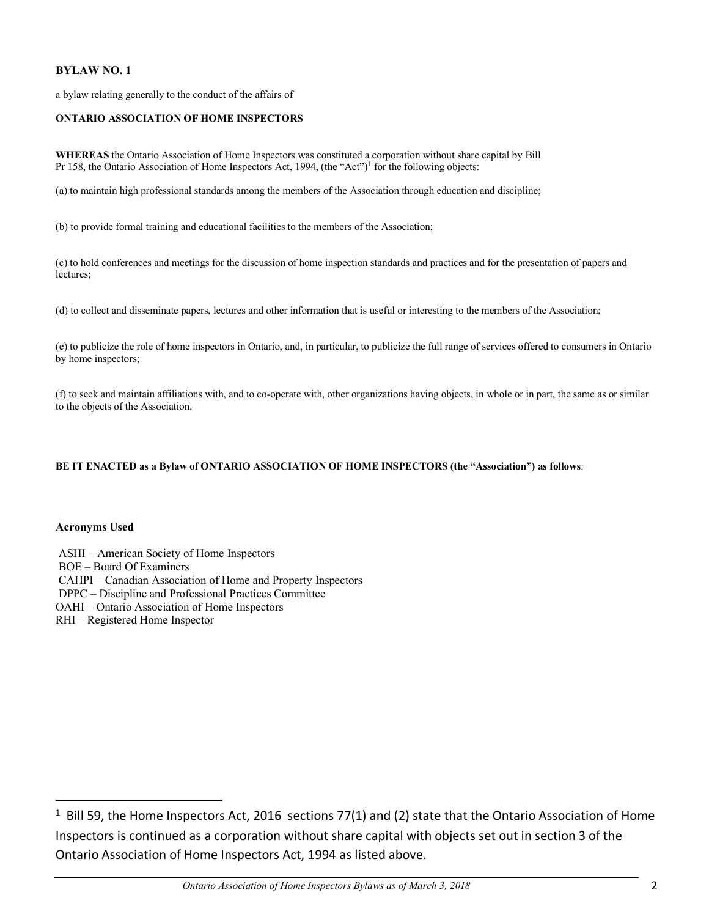**BYLAW NO. 1**

a bylaw relating generally to the conduct of the affairs of

**ONTARIO ASSOCIATION OF HOME INSPECTORS**

**WHEREAS** the Ontario Association of Home Inspectors was constituted a corporation without share capital by Bill Pr 158, the Ontario Association of Home Inspectors Act, 1994, (the "Act")[1] for the following objects:

(a) to maintain high professional standards among the members of the Association through education and discipline;

(b) to provide formal training and educational facilities to the members of the Association;

(c) to hold conferences and meetings for the discussion of home inspection standards and practices and for the presentation of papers and lectures;

(d) to collect and disseminate papers, lectures and other information that is useful or interesting to the members of the Association;

(e) to publicize the role of home inspectors in Ontario, and, in particular, to publicize the full range of services offered to consumers in Ontario by home inspectors;

(f) to seek and maintain affiliations with, and to co-operate with, other organizations having objects, in whole or in part, the same as or similar to the objects of the Association.

**BE IT ENACTED as a Bylaw of ONTARIO ASSOCIATION OF HOME INSPECTORS (the "Association") as follows**:

**Acronyms Used**

ASHI – American Society of Home Inspectors
BOE – Board Of Examiners
CAHPI – Canadian Association of Home and Property Inspectors
DPPC – Discipline and Professional Practices Committee
OAHI – Ontario Association of Home Inspectors
RHI – Registered Home Inspector

---

[1] Bill 59, the Home Inspectors Act, 2016 sections 77(1) and (2) state that the Ontario Association of Home Inspectors is continued as a corporation without share capital with objects set out in section 3 of the Ontario Association of Home Inspectors Act, 1994 as listed above.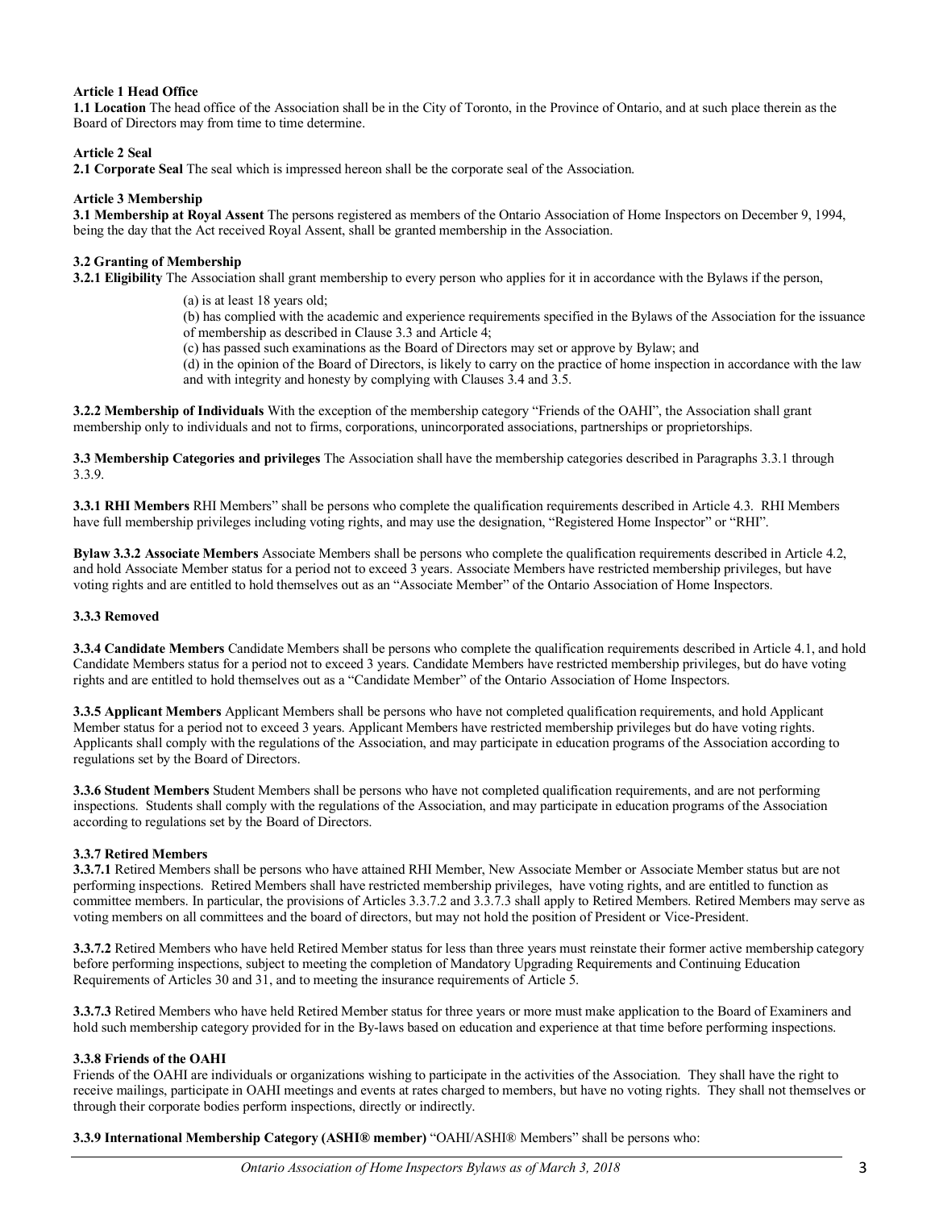**Article 1 Head Office**

**1.1 Location** The head office of the Association shall be in the City of Toronto, in the Province of Ontario, and at such place therein as the Board of Directors may from time to time determine.

**Article 2 Seal**

**2.1 Corporate Seal** The seal which is impressed hereon shall be the corporate seal of the Association.

**Article 3 Membership**

**3.1 Membership at Royal Assent** The persons registered as members of the Ontario Association of Home Inspectors on December 9, 1994, being the day that the Act received Royal Assent, shall be granted membership in the Association.

**3.2 Granting of Membership**

**3.2.1 Eligibility** The Association shall grant membership to every person who applies for it in accordance with the Bylaws if the person,

(a) is at least 18 years old;

(b) has complied with the academic and experience requirements specified in the Bylaws of the Association for the issuance of membership as described in Clause 3.3 and Article 4;

(c) has passed such examinations as the Board of Directors may set or approve by Bylaw; and

(d) in the opinion of the Board of Directors, is likely to carry on the practice of home inspection in accordance with the law and with integrity and honesty by complying with Clauses 3.4 and 3.5.

**3.2.2 Membership of Individuals** With the exception of the membership category "Friends of the OAHI", the Association shall grant membership only to individuals and not to firms, corporations, unincorporated associations, partnerships or proprietorships.

**3.3 Membership Categories and privileges** The Association shall have the membership categories described in Paragraphs 3.3.1 through 3.3.9.

**3.3.1 RHI Members** RHI Members" shall be persons who complete the qualification requirements described in Article 4.3. RHI Members have full membership privileges including voting rights, and may use the designation, "Registered Home Inspector" or "RHI".

**Bylaw 3.3.2 Associate Members** Associate Members shall be persons who complete the qualification requirements described in Article 4.2, and hold Associate Member status for a period not to exceed 3 years. Associate Members have restricted membership privileges, but have voting rights and are entitled to hold themselves out as an "Associate Member" of the Ontario Association of Home Inspectors.

**3.3.3 Removed**

**3.3.4 Candidate Members** Candidate Members shall be persons who complete the qualification requirements described in Article 4.1, and hold Candidate Members status for a period not to exceed 3 years. Candidate Members have restricted membership privileges, but do have voting rights and are entitled to hold themselves out as a "Candidate Member" of the Ontario Association of Home Inspectors.

**3.3.5 Applicant Members** Applicant Members shall be persons who have not completed qualification requirements, and hold Applicant Member status for a period not to exceed 3 years. Applicant Members have restricted membership privileges but do have voting rights. Applicants shall comply with the regulations of the Association, and may participate in education programs of the Association according to regulations set by the Board of Directors.

**3.3.6 Student Members** Student Members shall be persons who have not completed qualification requirements, and are not performing inspections. Students shall comply with the regulations of the Association, and may participate in education programs of the Association according to regulations set by the Board of Directors.

**3.3.7 Retired Members**

**3.3.7.1** Retired Members shall be persons who have attained RHI Member, New Associate Member or Associate Member status but are not performing inspections. Retired Members shall have restricted membership privileges, have voting rights, and are entitled to function as committee members. In particular, the provisions of Articles 3.3.7.2 and 3.3.7.3 shall apply to Retired Members. Retired Members may serve as voting members on all committees and the board of directors, but may not hold the position of President or Vice-President.

**3.3.7.2** Retired Members who have held Retired Member status for less than three years must reinstate their former active membership category before performing inspections, subject to meeting the completion of Mandatory Upgrading Requirements and Continuing Education Requirements of Articles 30 and 31, and to meeting the insurance requirements of Article 5.

**3.3.7.3** Retired Members who have held Retired Member status for three years or more must make application to the Board of Examiners and hold such membership category provided for in the By-laws based on education and experience at that time before performing inspections.

**3.3.8 Friends of the OAHI**

Friends of the OAHI are individuals or organizations wishing to participate in the activities of the Association. They shall have the right to receive mailings, participate in OAHI meetings and events at rates charged to members, but have no voting rights. They shall not themselves or through their corporate bodies perform inspections, directly or indirectly.

**3.3.9 International Membership Category (ASHI® member)** "OAHI/ASHI® Members" shall be persons who: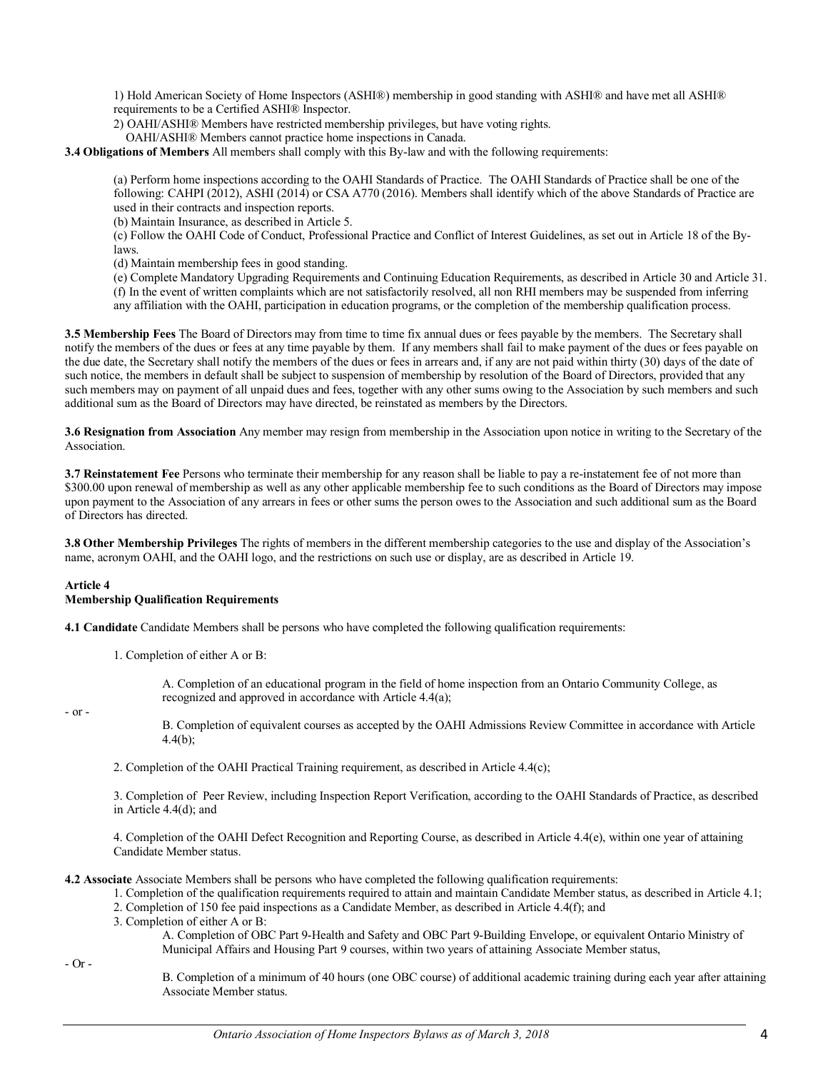1) Hold American Society of Home Inspectors (ASHI®) membership in good standing with ASHI® and have met all ASHI® requirements to be a Certified ASHI® Inspector.

2) OAHI/ASHI® Members have restricted membership privileges, but have voting rights.
OAHI/ASHI® Members cannot practice home inspections in Canada.

**3.4 Obligations of Members** All members shall comply with this By-law and with the following requirements:

(a) Perform home inspections according to the OAHI Standards of Practice. The OAHI Standards of Practice shall be one of the following: CAHPI (2012), ASHI (2014) or CSA A770 (2016). Members shall identify which of the above Standards of Practice are used in their contracts and inspection reports.

(b) Maintain Insurance, as described in Article 5.

(c) Follow the OAHI Code of Conduct, Professional Practice and Conflict of Interest Guidelines, as set out in Article 18 of the By-laws.

(d) Maintain membership fees in good standing.

(e) Complete Mandatory Upgrading Requirements and Continuing Education Requirements, as described in Article 30 and Article 31.

(f) In the event of written complaints which are not satisfactorily resolved, all non RHI members may be suspended from inferring any affiliation with the OAHI, participation in education programs, or the completion of the membership qualification process.

**3.5 Membership Fees** The Board of Directors may from time to time fix annual dues or fees payable by the members. The Secretary shall notify the members of the dues or fees at any time payable by them. If any members shall fail to make payment of the dues or fees payable on the due date, the Secretary shall notify the members of the dues or fees in arrears and, if any are not paid within thirty (30) days of the date of such notice, the members in default shall be subject to suspension of membership by resolution of the Board of Directors, provided that any such members may on payment of all unpaid dues and fees, together with any other sums owing to the Association by such members and such additional sum as the Board of Directors may have directed, be reinstated as members by the Directors.

**3.6 Resignation from Association** Any member may resign from membership in the Association upon notice in writing to the Secretary of the Association.

**3.7 Reinstatement Fee** Persons who terminate their membership for any reason shall be liable to pay a re-instatement fee of not more than $300.00 upon renewal of membership as well as any other applicable membership fee to such conditions as the Board of Directors may impose upon payment to the Association of any arrears in fees or other sums the person owes to the Association and such additional sum as the Board of Directors has directed.

**3.8 Other Membership Privileges** The rights of members in the different membership categories to the use and display of the Association's name, acronym OAHI, and the OAHI logo, and the restrictions on such use or display, are as described in Article 19.

**Article 4**
**Membership Qualification Requirements**

**4.1 Candidate** Candidate Members shall be persons who have completed the following qualification requirements:

1. Completion of either A or B:

   A. Completion of an educational program in the field of home inspection from an Ontario Community College, as recognized and approved in accordance with Article 4.4(a);

- or -

   B. Completion of equivalent courses as accepted by the OAHI Admissions Review Committee in accordance with Article 4.4(b);

2. Completion of the OAHI Practical Training requirement, as described in Article 4.4(c);

3. Completion of Peer Review, including Inspection Report Verification, according to the OAHI Standards of Practice, as described in Article 4.4(d); and

4. Completion of the OAHI Defect Recognition and Reporting Course, as described in Article 4.4(e), within one year of attaining Candidate Member status.

**4.2 Associate** Associate Members shall be persons who have completed the following qualification requirements:

1. Completion of the qualification requirements required to attain and maintain Candidate Member status, as described in Article 4.1;
2. Completion of 150 fee paid inspections as a Candidate Member, as described in Article 4.4(f); and
3. Completion of either A or B:

   A. Completion of OBC Part 9-Health and Safety and OBC Part 9-Building Envelope, or equivalent Ontario Ministry of Municipal Affairs and Housing Part 9 courses, within two years of attaining Associate Member status,

- Or -

   B. Completion of a minimum of 40 hours (one OBC course) of additional academic training during each year after attaining Associate Member status.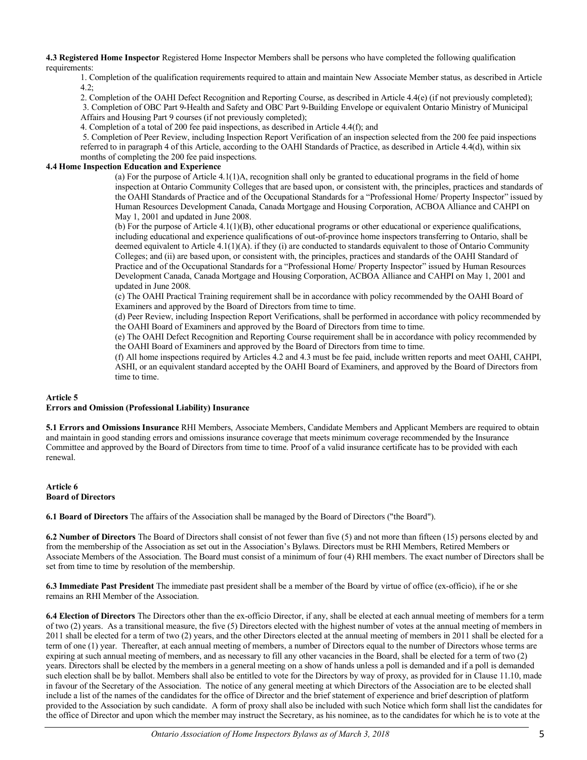**4.3 Registered Home Inspector** Registered Home Inspector Members shall be persons who have completed the following qualification requirements:

1. Completion of the qualification requirements required to attain and maintain New Associate Member status, as described in Article 4.2;
2. Completion of the OAHI Defect Recognition and Reporting Course, as described in Article 4.4(e) (if not previously completed);
3. Completion of OBC Part 9-Health and Safety and OBC Part 9-Building Envelope or equivalent Ontario Ministry of Municipal Affairs and Housing Part 9 courses (if not previously completed);
4. Completion of a total of 200 fee paid inspections, as described in Article 4.4(f); and
5. Completion of Peer Review, including Inspection Report Verification of an inspection selected from the 200 fee paid inspections referred to in paragraph 4 of this Article, according to the OAHI Standards of Practice, as described in Article 4.4(d), within six months of completing the 200 fee paid inspections.

**4.4 Home Inspection Education and Experience**

(a) For the purpose of Article 4.1(1)A, recognition shall only be granted to educational programs in the field of home inspection at Ontario Community Colleges that are based upon, or consistent with, the principles, practices and standards of the OAHI Standards of Practice and of the Occupational Standards for a "Professional Home/ Property Inspector" issued by Human Resources Development Canada, Canada Mortgage and Housing Corporation, ACBOA Alliance and CAHPI on May 1, 2001 and updated in June 2008.

(b) For the purpose of Article 4.1(1)(B), other educational programs or other educational or experience qualifications, including educational and experience qualifications of out-of-province home inspectors transferring to Ontario, shall be deemed equivalent to Article 4.1(1)(A). if they (i) are conducted to standards equivalent to those of Ontario Community Colleges; and (ii) are based upon, or consistent with, the principles, practices and standards of the OAHI Standard of Practice and of the Occupational Standards for a "Professional Home/ Property Inspector" issued by Human Resources Development Canada, Canada Mortgage and Housing Corporation, ACBOA Alliance and CAHPI on May 1, 2001 and updated in June 2008.

(c) The OAHI Practical Training requirement shall be in accordance with policy recommended by the OAHI Board of Examiners and approved by the Board of Directors from time to time.

(d) Peer Review, including Inspection Report Verifications, shall be performed in accordance with policy recommended by the OAHI Board of Examiners and approved by the Board of Directors from time to time.

(e) The OAHI Defect Recognition and Reporting Course requirement shall be in accordance with policy recommended by the OAHI Board of Examiners and approved by the Board of Directors from time to time.

(f) All home inspections required by Articles 4.2 and 4.3 must be fee paid, include written reports and meet OAHI, CAHPI, ASHI, or an equivalent standard accepted by the OAHI Board of Examiners, and approved by the Board of Directors from time to time.

## Article 5
## Errors and Omission (Professional Liability) Insurance

**5.1 Errors and Omissions Insurance** RHI Members, Associate Members, Candidate Members and Applicant Members are required to obtain and maintain in good standing errors and omissions insurance coverage that meets minimum coverage recommended by the Insurance Committee and approved by the Board of Directors from time to time. Proof of a valid insurance certificate has to be provided with each renewal.

## Article 6
## Board of Directors

**6.1 Board of Directors** The affairs of the Association shall be managed by the Board of Directors ("the Board").

**6.2 Number of Directors** The Board of Directors shall consist of not fewer than five (5) and not more than fifteen (15) persons elected by and from the membership of the Association as set out in the Association's Bylaws. Directors must be RHI Members, Retired Members or Associate Members of the Association. The Board must consist of a minimum of four (4) RHI members. The exact number of Directors shall be set from time to time by resolution of the membership.

**6.3 Immediate Past President** The immediate past president shall be a member of the Board by virtue of office (ex-officio), if he or she remains an RHI Member of the Association.

**6.4 Election of Directors** The Directors other than the ex-officio Director, if any, shall be elected at each annual meeting of members for a term of two (2) years. As a transitional measure, the five (5) Directors elected with the highest number of votes at the annual meeting of members in 2011 shall be elected for a term of two (2) years, and the other Directors elected at the annual meeting of members in 2011 shall be elected for a term of one (1) year. Thereafter, at each annual meeting of members, a number of Directors equal to the number of Directors whose terms are expiring at such annual meeting of members, and as necessary to fill any other vacancies in the Board, shall be elected for a term of two (2) years. Directors shall be elected by the members in a general meeting on a show of hands unless a poll is demanded and if a poll is demanded such election shall be by ballot. Members shall also be entitled to vote for the Directors by way of proxy, as provided for in Clause 11.10, made in favour of the Secretary of the Association. The notice of any general meeting at which Directors of the Association are to be elected shall include a list of the names of the candidates for the office of Director and the brief statement of experience and brief description of platform provided to the Association by such candidate. A form of proxy shall also be included with such Notice which form shall list the candidates for the office of Director and upon which the member may instruct the Secretary, as his nominee, as to the candidates for which he is to vote at the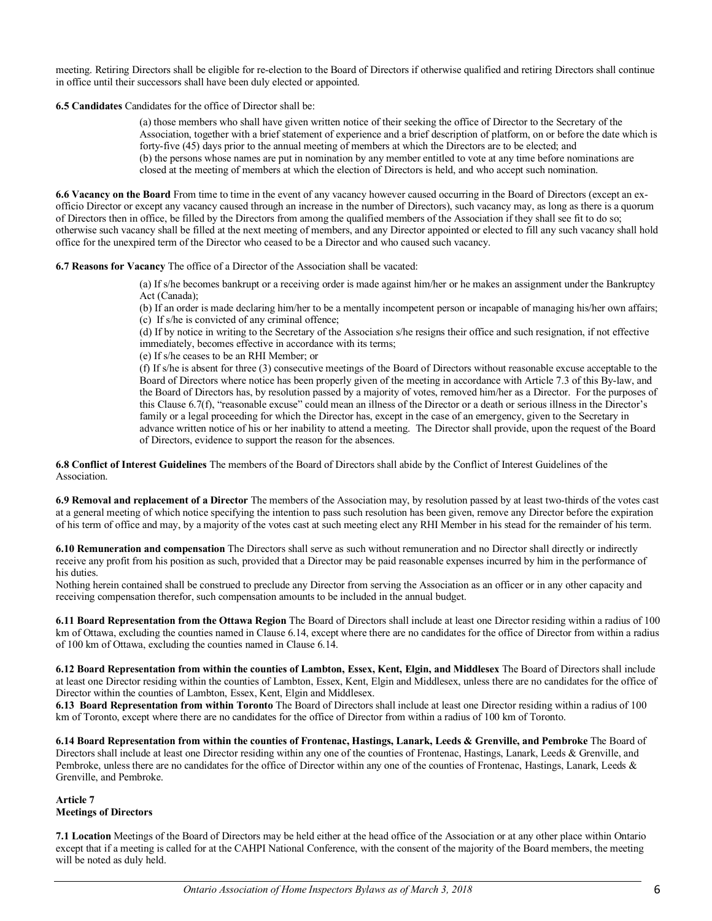meeting. Retiring Directors shall be eligible for re-election to the Board of Directors if otherwise qualified and retiring Directors shall continue in office until their successors shall have been duly elected or appointed.

**6.5 Candidates** Candidates for the office of Director shall be:

> (a) those members who shall have given written notice of their seeking the office of Director to the Secretary of the Association, together with a brief statement of experience and a brief description of platform, on or before the date which is forty-five (45) days prior to the annual meeting of members at which the Directors are to be elected; and
> (b) the persons whose names are put in nomination by any member entitled to vote at any time before nominations are closed at the meeting of members at which the election of Directors is held, and who accept such nomination.

**6.6 Vacancy on the Board** From time to time in the event of any vacancy however caused occurring in the Board of Directors (except an ex-officio Director or except any vacancy caused through an increase in the number of Directors), such vacancy may, as long as there is a quorum of Directors then in office, be filled by the Directors from among the qualified members of the Association if they shall see fit to do so; otherwise such vacancy shall be filled at the next meeting of members, and any Director appointed or elected to fill any such vacancy shall hold office for the unexpired term of the Director who ceased to be a Director and who caused such vacancy.

**6.7 Reasons for Vacancy** The office of a Director of the Association shall be vacated:

> (a) If s/he becomes bankrupt or a receiving order is made against him/her or he makes an assignment under the Bankruptcy Act (Canada);
> (b) If an order is made declaring him/her to be a mentally incompetent person or incapable of managing his/her own affairs;
> (c) If s/he is convicted of any criminal offence;
> (d) If by notice in writing to the Secretary of the Association s/he resigns their office and such resignation, if not effective immediately, becomes effective in accordance with its terms;
> (e) If s/he ceases to be an RHI Member; or
> (f) If s/he is absent for three (3) consecutive meetings of the Board of Directors without reasonable excuse acceptable to the Board of Directors where notice has been properly given of the meeting in accordance with Article 7.3 of this By-law, and the Board of Directors has, by resolution passed by a majority of votes, removed him/her as a Director. For the purposes of this Clause 6.7(f), "reasonable excuse" could mean an illness of the Director or a death or serious illness in the Director's family or a legal proceeding for which the Director has, except in the case of an emergency, given to the Secretary in advance written notice of his or her inability to attend a meeting. The Director shall provide, upon the request of the Board of Directors, evidence to support the reason for the absences.

**6.8 Conflict of Interest Guidelines** The members of the Board of Directors shall abide by the Conflict of Interest Guidelines of the Association.

**6.9 Removal and replacement of a Director** The members of the Association may, by resolution passed by at least two-thirds of the votes cast at a general meeting of which notice specifying the intention to pass such resolution has been given, remove any Director before the expiration of his term of office and may, by a majority of the votes cast at such meeting elect any RHI Member in his stead for the remainder of his term.

**6.10 Remuneration and compensation** The Directors shall serve as such without remuneration and no Director shall directly or indirectly receive any profit from his position as such, provided that a Director may be paid reasonable expenses incurred by him in the performance of his duties.
Nothing herein contained shall be construed to preclude any Director from serving the Association as an officer or in any other capacity and receiving compensation therefor, such compensation amounts to be included in the annual budget.

**6.11 Board Representation from the Ottawa Region** The Board of Directors shall include at least one Director residing within a radius of 100 km of Ottawa, excluding the counties named in Clause 6.14, except where there are no candidates for the office of Director from within a radius of 100 km of Ottawa, excluding the counties named in Clause 6.14.

**6.12 Board Representation from within the counties of Lambton, Essex, Kent, Elgin, and Middlesex** The Board of Directors shall include at least one Director residing within the counties of Lambton, Essex, Kent, Elgin and Middlesex, unless there are no candidates for the office of Director within the counties of Lambton, Essex, Kent, Elgin and Middlesex.

**6.13 Board Representation from within Toronto** The Board of Directors shall include at least one Director residing within a radius of 100 km of Toronto, except where there are no candidates for the office of Director from within a radius of 100 km of Toronto.

**6.14 Board Representation from within the counties of Frontenac, Hastings, Lanark, Leeds & Grenville, and Pembroke** The Board of Directors shall include at least one Director residing within any one of the counties of Frontenac, Hastings, Lanark, Leeds & Grenville, and Pembroke, unless there are no candidates for the office of Director within any one of the counties of Frontenac, Hastings, Lanark, Leeds & Grenville, and Pembroke.

## Article 7
## Meetings of Directors

**7.1 Location** Meetings of the Board of Directors may be held either at the head office of the Association or at any other place within Ontario except that if a meeting is called for at the CAHPI National Conference, with the consent of the majority of the Board members, the meeting will be noted as duly held.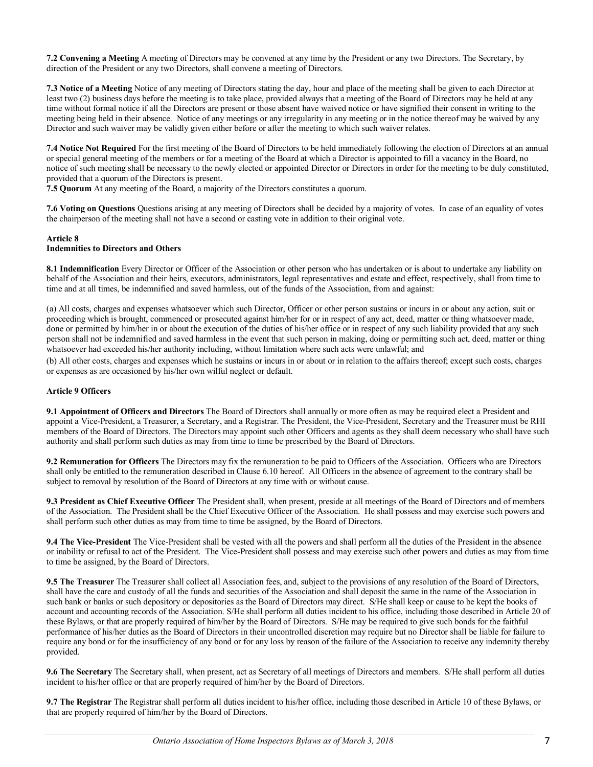**7.2 Convening a Meeting** A meeting of Directors may be convened at any time by the President or any two Directors. The Secretary, by direction of the President or any two Directors, shall convene a meeting of Directors.

**7.3 Notice of a Meeting** Notice of any meeting of Directors stating the day, hour and place of the meeting shall be given to each Director at least two (2) business days before the meeting is to take place, provided always that a meeting of the Board of Directors may be held at any time without formal notice if all the Directors are present or those absent have waived notice or have signified their consent in writing to the meeting being held in their absence. Notice of any meetings or any irregularity in any meeting or in the notice thereof may be waived by any Director and such waiver may be validly given either before or after the meeting to which such waiver relates.

**7.4 Notice Not Required** For the first meeting of the Board of Directors to be held immediately following the election of Directors at an annual or special general meeting of the members or for a meeting of the Board at which a Director is appointed to fill a vacancy in the Board, no notice of such meeting shall be necessary to the newly elected or appointed Director or Directors in order for the meeting to be duly constituted, provided that a quorum of the Directors is present.

**7.5 Quorum** At any meeting of the Board, a majority of the Directors constitutes a quorum.

**7.6 Voting on Questions** Questions arising at any meeting of Directors shall be decided by a majority of votes. In case of an equality of votes the chairperson of the meeting shall not have a second or casting vote in addition to their original vote.

## Article 8
## Indemnities to Directors and Others

**8.1 Indemnification** Every Director or Officer of the Association or other person who has undertaken or is about to undertake any liability on behalf of the Association and their heirs, executors, administrators, legal representatives and estate and effect, respectively, shall from time to time and at all times, be indemnified and saved harmless, out of the funds of the Association, from and against:

(a) All costs, charges and expenses whatsoever which such Director, Officer or other person sustains or incurs in or about any action, suit or proceeding which is brought, commenced or prosecuted against him/her for or in respect of any act, deed, matter or thing whatsoever made, done or permitted by him/her in or about the execution of the duties of his/her office or in respect of any such liability provided that any such person shall not be indemnified and saved harmless in the event that such person in making, doing or permitting such act, deed, matter or thing whatsoever had exceeded his/her authority including, without limitation where such acts were unlawful; and

(b) All other costs, charges and expenses which he sustains or incurs in or about or in relation to the affairs thereof; except such costs, charges or expenses as are occasioned by his/her own wilful neglect or default.

## Article 9 Officers

**9.1 Appointment of Officers and Directors** The Board of Directors shall annually or more often as may be required elect a President and appoint a Vice-President, a Treasurer, a Secretary, and a Registrar. The President, the Vice-President, Secretary and the Treasurer must be RHI members of the Board of Directors. The Directors may appoint such other Officers and agents as they shall deem necessary who shall have such authority and shall perform such duties as may from time to time be prescribed by the Board of Directors.

**9.2 Remuneration for Officers** The Directors may fix the remuneration to be paid to Officers of the Association. Officers who are Directors shall only be entitled to the remuneration described in Clause 6.10 hereof. All Officers in the absence of agreement to the contrary shall be subject to removal by resolution of the Board of Directors at any time with or without cause.

**9.3 President as Chief Executive Officer** The President shall, when present, preside at all meetings of the Board of Directors and of members of the Association. The President shall be the Chief Executive Officer of the Association. He shall possess and may exercise such powers and shall perform such other duties as may from time to time be assigned, by the Board of Directors.

**9.4 The Vice-President** The Vice-President shall be vested with all the powers and shall perform all the duties of the President in the absence or inability or refusal to act of the President. The Vice-President shall possess and may exercise such other powers and duties as may from time to time be assigned, by the Board of Directors.

**9.5 The Treasurer** The Treasurer shall collect all Association fees, and, subject to the provisions of any resolution of the Board of Directors, shall have the care and custody of all the funds and securities of the Association and shall deposit the same in the name of the Association in such bank or banks or such depository or depositories as the Board of Directors may direct. S/He shall keep or cause to be kept the books of account and accounting records of the Association. S/He shall perform all duties incident to his office, including those described in Article 20 of these Bylaws, or that are properly required of him/her by the Board of Directors. S/He may be required to give such bonds for the faithful performance of his/her duties as the Board of Directors in their uncontrolled discretion may require but no Director shall be liable for failure to require any bond or for the insufficiency of any bond or for any loss by reason of the failure of the Association to receive any indemnity thereby provided.

**9.6 The Secretary** The Secretary shall, when present, act as Secretary of all meetings of Directors and members. S/He shall perform all duties incident to his/her office or that are properly required of him/her by the Board of Directors.

**9.7 The Registrar** The Registrar shall perform all duties incident to his/her office, including those described in Article 10 of these Bylaws, or that are properly required of him/her by the Board of Directors.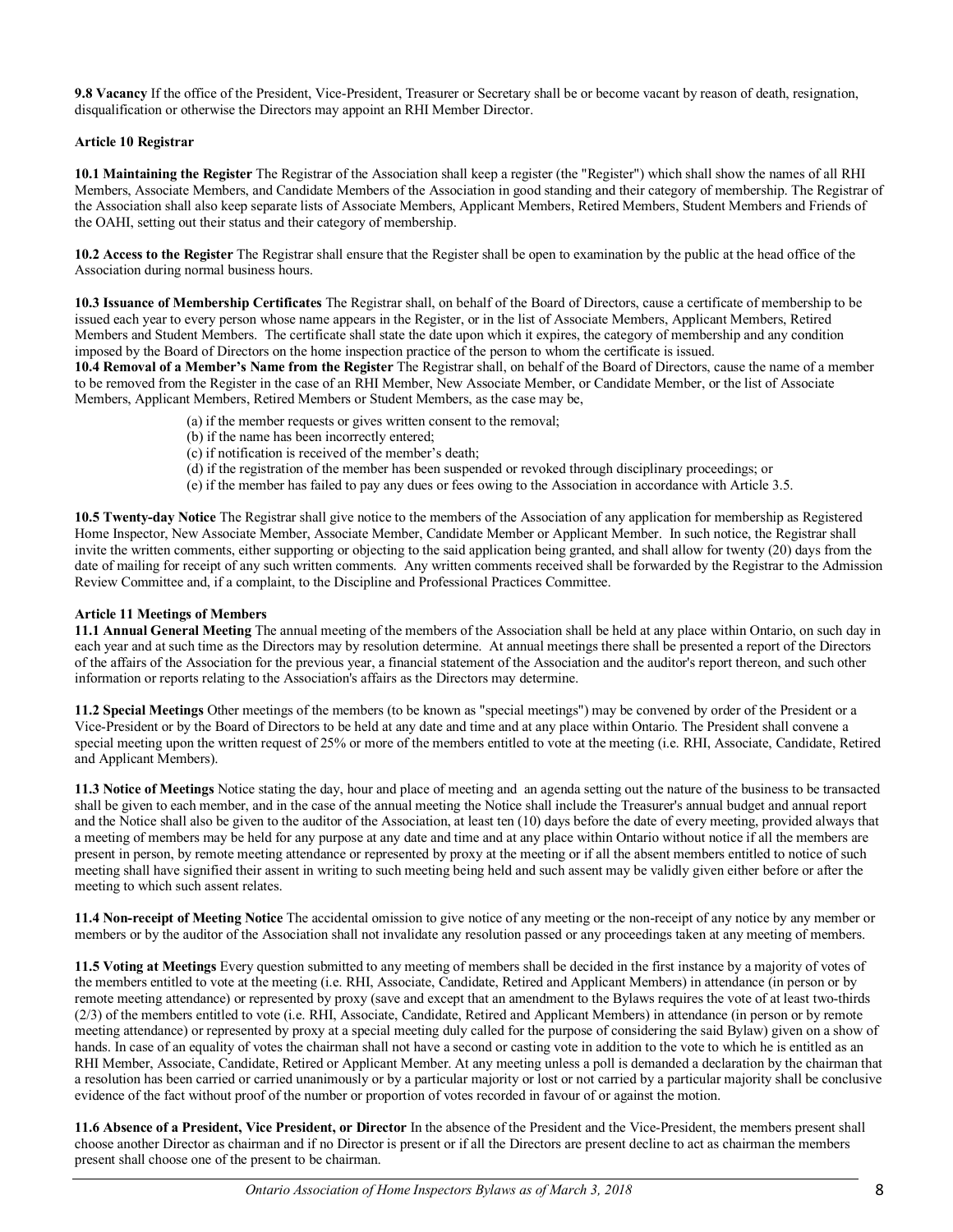**9.8 Vacancy** If the office of the President, Vice-President, Treasurer or Secretary shall be or become vacant by reason of death, resignation, disqualification or otherwise the Directors may appoint an RHI Member Director.

### Article 10 Registrar

**10.1 Maintaining the Register** The Registrar of the Association shall keep a register (the "Register") which shall show the names of all RHI Members, Associate Members, and Candidate Members of the Association in good standing and their category of membership. The Registrar of the Association shall also keep separate lists of Associate Members, Applicant Members, Retired Members, Student Members and Friends of the OAHI, setting out their status and their category of membership.

**10.2 Access to the Register** The Registrar shall ensure that the Register shall be open to examination by the public at the head office of the Association during normal business hours.

**10.3 Issuance of Membership Certificates** The Registrar shall, on behalf of the Board of Directors, cause a certificate of membership to be issued each year to every person whose name appears in the Register, or in the list of Associate Members, Applicant Members, Retired Members and Student Members. The certificate shall state the date upon which it expires, the category of membership and any condition imposed by the Board of Directors on the home inspection practice of the person to whom the certificate is issued.

**10.4 Removal of a Member's Name from the Register** The Registrar shall, on behalf of the Board of Directors, cause the name of a member to be removed from the Register in the case of an RHI Member, New Associate Member, or Candidate Member, or the list of Associate Members, Applicant Members, Retired Members or Student Members, as the case may be,

(a) if the member requests or gives written consent to the removal;
(b) if the name has been incorrectly entered;
(c) if notification is received of the member's death;
(d) if the registration of the member has been suspended or revoked through disciplinary proceedings; or
(e) if the member has failed to pay any dues or fees owing to the Association in accordance with Article 3.5.

**10.5 Twenty-day Notice** The Registrar shall give notice to the members of the Association of any application for membership as Registered Home Inspector, New Associate Member, Associate Member, Candidate Member or Applicant Member. In such notice, the Registrar shall invite the written comments, either supporting or objecting to the said application being granted, and shall allow for twenty (20) days from the date of mailing for receipt of any such written comments. Any written comments received shall be forwarded by the Registrar to the Admission Review Committee and, if a complaint, to the Discipline and Professional Practices Committee.

### Article 11 Meetings of Members

**11.1 Annual General Meeting** The annual meeting of the members of the Association shall be held at any place within Ontario, on such day in each year and at such time as the Directors may by resolution determine. At annual meetings there shall be presented a report of the Directors of the affairs of the Association for the previous year, a financial statement of the Association and the auditor's report thereon, and such other information or reports relating to the Association's affairs as the Directors may determine.

**11.2 Special Meetings** Other meetings of the members (to be known as "special meetings") may be convened by order of the President or a Vice-President or by the Board of Directors to be held at any date and time and at any place within Ontario. The President shall convene a special meeting upon the written request of 25% or more of the members entitled to vote at the meeting (i.e. RHI, Associate, Candidate, Retired and Applicant Members).

**11.3 Notice of Meetings** Notice stating the day, hour and place of meeting and an agenda setting out the nature of the business to be transacted shall be given to each member, and in the case of the annual meeting the Notice shall include the Treasurer's annual budget and annual report and the Notice shall also be given to the auditor of the Association, at least ten (10) days before the date of every meeting, provided always that a meeting of members may be held for any purpose at any date and time and at any place within Ontario without notice if all the members are present in person, by remote meeting attendance or represented by proxy at the meeting or if all the absent members entitled to notice of such meeting shall have signified their assent in writing to such meeting being held and such assent may be validly given either before or after the meeting to which such assent relates.

**11.4 Non-receipt of Meeting Notice** The accidental omission to give notice of any meeting or the non-receipt of any notice by any member or members or by the auditor of the Association shall not invalidate any resolution passed or any proceedings taken at any meeting of members.

**11.5 Voting at Meetings** Every question submitted to any meeting of members shall be decided in the first instance by a majority of votes of the members entitled to vote at the meeting (i.e. RHI, Associate, Candidate, Retired and Applicant Members) in attendance (in person or by remote meeting attendance) or represented by proxy (save and except that an amendment to the Bylaws requires the vote of at least two-thirds (2/3) of the members entitled to vote (i.e. RHI, Associate, Candidate, Retired and Applicant Members) in attendance (in person or by remote meeting attendance) or represented by proxy at a special meeting duly called for the purpose of considering the said Bylaw) given on a show of hands. In case of an equality of votes the chairman shall not have a second or casting vote in addition to the vote to which he is entitled as an RHI Member, Associate, Candidate, Retired or Applicant Member. At any meeting unless a poll is demanded a declaration by the chairman that a resolution has been carried or carried unanimously or by a particular majority or lost or not carried by a particular majority shall be conclusive evidence of the fact without proof of the number or proportion of votes recorded in favour of or against the motion.

**11.6 Absence of a President, Vice President, or Director** In the absence of the President and the Vice-President, the members present shall choose another Director as chairman and if no Director is present or if all the Directors are present decline to act as chairman the members present shall choose one of the present to be chairman.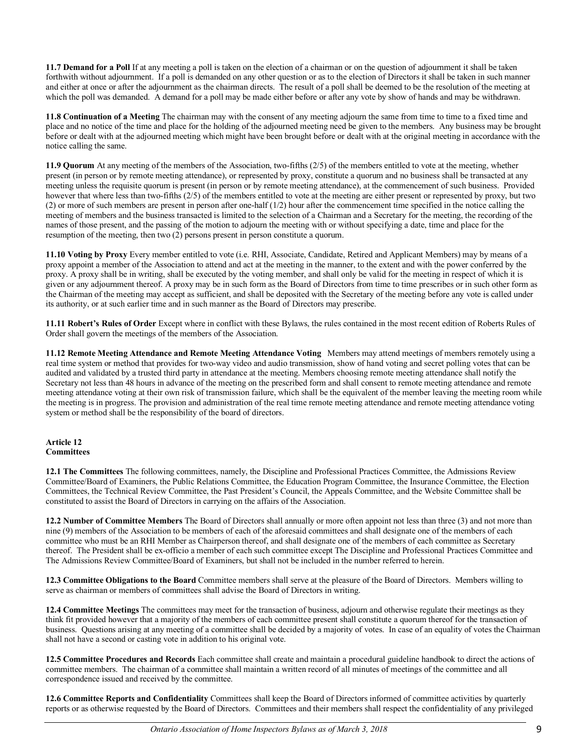**11.7 Demand for a Poll** If at any meeting a poll is taken on the election of a chairman or on the question of adjournment it shall be taken forthwith without adjournment. If a poll is demanded on any other question or as to the election of Directors it shall be taken in such manner and either at once or after the adjournment as the chairman directs. The result of a poll shall be deemed to be the resolution of the meeting at which the poll was demanded. A demand for a poll may be made either before or after any vote by show of hands and may be withdrawn.

**11.8 Continuation of a Meeting** The chairman may with the consent of any meeting adjourn the same from time to time to a fixed time and place and no notice of the time and place for the holding of the adjourned meeting need be given to the members. Any business may be brought before or dealt with at the adjourned meeting which might have been brought before or dealt with at the original meeting in accordance with the notice calling the same.

**11.9 Quorum** At any meeting of the members of the Association, two-fifths (2/5) of the members entitled to vote at the meeting, whether present (in person or by remote meeting attendance), or represented by proxy, constitute a quorum and no business shall be transacted at any meeting unless the requisite quorum is present (in person or by remote meeting attendance), at the commencement of such business. Provided however that where less than two-fifths (2/5) of the members entitled to vote at the meeting are either present or represented by proxy, but two (2) or more of such members are present in person after one-half (1/2) hour after the commencement time specified in the notice calling the meeting of members and the business transacted is limited to the selection of a Chairman and a Secretary for the meeting, the recording of the names of those present, and the passing of the motion to adjourn the meeting with or without specifying a date, time and place for the resumption of the meeting, then two (2) persons present in person constitute a quorum.

**11.10 Voting by Proxy** Every member entitled to vote (i.e. RHI, Associate, Candidate, Retired and Applicant Members) may by means of a proxy appoint a member of the Association to attend and act at the meeting in the manner, to the extent and with the power conferred by the proxy. A proxy shall be in writing, shall be executed by the voting member, and shall only be valid for the meeting in respect of which it is given or any adjournment thereof. A proxy may be in such form as the Board of Directors from time to time prescribes or in such other form as the Chairman of the meeting may accept as sufficient, and shall be deposited with the Secretary of the meeting before any vote is called under its authority, or at such earlier time and in such manner as the Board of Directors may prescribe.

**11.11 Robert's Rules of Order** Except where in conflict with these Bylaws, the rules contained in the most recent edition of Roberts Rules of Order shall govern the meetings of the members of the Association.

**11.12 Remote Meeting Attendance and Remote Meeting Attendance Voting** Members may attend meetings of members remotely using a real time system or method that provides for two-way video and audio transmission, show of hand voting and secret polling votes that can be audited and validated by a trusted third party in attendance at the meeting. Members choosing remote meeting attendance shall notify the Secretary not less than 48 hours in advance of the meeting on the prescribed form and shall consent to remote meeting attendance and remote meeting attendance voting at their own risk of transmission failure, which shall be the equivalent of the member leaving the meeting room while the meeting is in progress. The provision and administration of the real time remote meeting attendance and remote meeting attendance voting system or method shall be the responsibility of the board of directors.

## Article 12
## Committees

**12.1 The Committees** The following committees, namely, the Discipline and Professional Practices Committee, the Admissions Review Committee/Board of Examiners, the Public Relations Committee, the Education Program Committee, the Insurance Committee, the Election Committees, the Technical Review Committee, the Past President's Council, the Appeals Committee, and the Website Committee shall be constituted to assist the Board of Directors in carrying on the affairs of the Association.

**12.2 Number of Committee Members** The Board of Directors shall annually or more often appoint not less than three (3) and not more than nine (9) members of the Association to be members of each of the aforesaid committees and shall designate one of the members of each committee who must be an RHI Member as Chairperson thereof, and shall designate one of the members of each committee as Secretary thereof. The President shall be ex-officio a member of each such committee except The Discipline and Professional Practices Committee and The Admissions Review Committee/Board of Examiners, but shall not be included in the number referred to herein.

**12.3 Committee Obligations to the Board** Committee members shall serve at the pleasure of the Board of Directors. Members willing to serve as chairman or members of committees shall advise the Board of Directors in writing.

**12.4 Committee Meetings** The committees may meet for the transaction of business, adjourn and otherwise regulate their meetings as they think fit provided however that a majority of the members of each committee present shall constitute a quorum thereof for the transaction of business. Questions arising at any meeting of a committee shall be decided by a majority of votes. In case of an equality of votes the Chairman shall not have a second or casting vote in addition to his original vote.

**12.5 Committee Procedures and Records** Each committee shall create and maintain a procedural guideline handbook to direct the actions of committee members. The chairman of a committee shall maintain a written record of all minutes of meetings of the committee and all correspondence issued and received by the committee.

**12.6 Committee Reports and Confidentiality** Committees shall keep the Board of Directors informed of committee activities by quarterly reports or as otherwise requested by the Board of Directors. Committees and their members shall respect the confidentiality of any privileged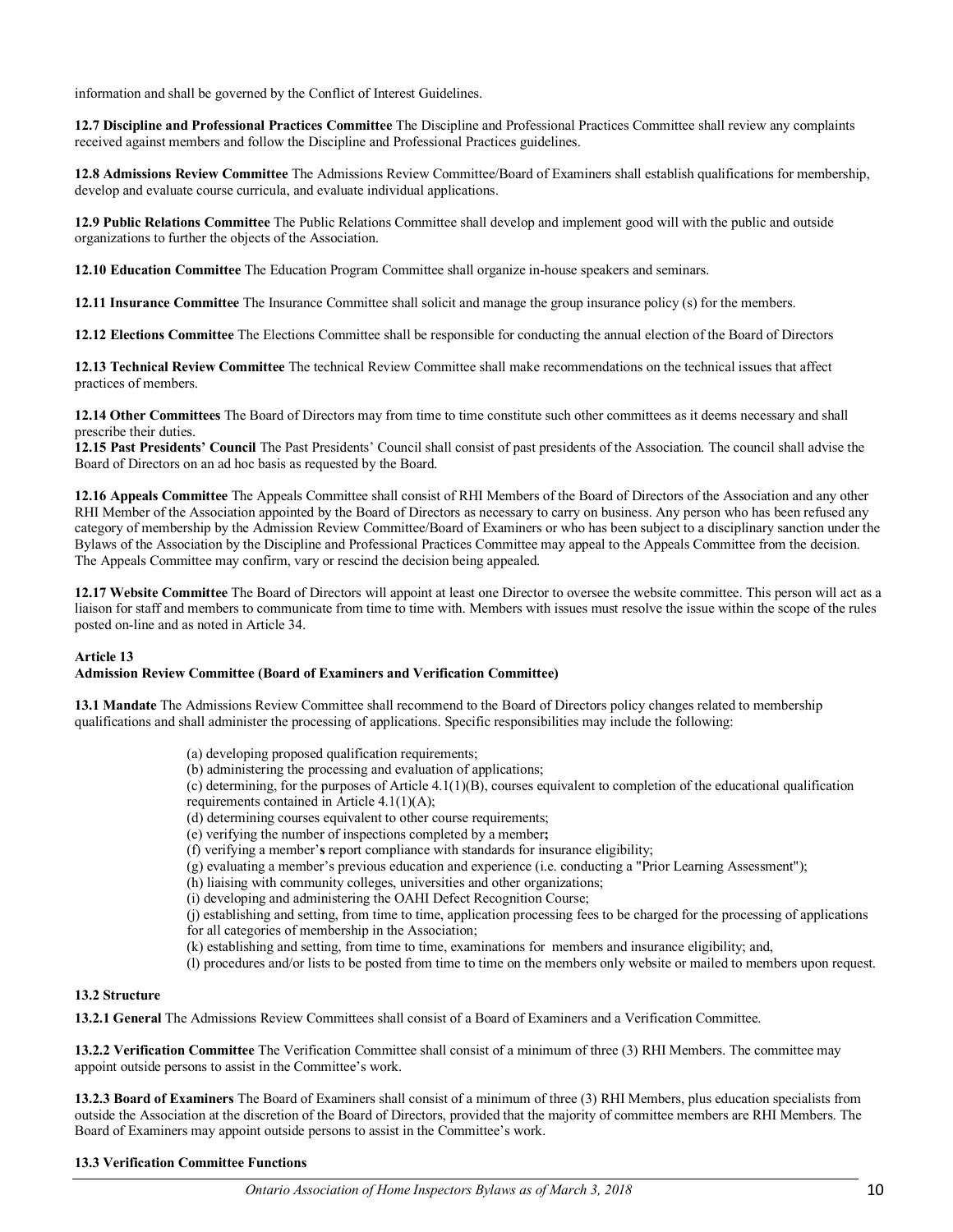information and shall be governed by the Conflict of Interest Guidelines.

**12.7 Discipline and Professional Practices Committee** The Discipline and Professional Practices Committee shall review any complaints received against members and follow the Discipline and Professional Practices guidelines.

**12.8 Admissions Review Committee** The Admissions Review Committee/Board of Examiners shall establish qualifications for membership, develop and evaluate course curricula, and evaluate individual applications.

**12.9 Public Relations Committee** The Public Relations Committee shall develop and implement good will with the public and outside organizations to further the objects of the Association.

**12.10 Education Committee** The Education Program Committee shall organize in-house speakers and seminars.

**12.11 Insurance Committee** The Insurance Committee shall solicit and manage the group insurance policy (s) for the members.

**12.12 Elections Committee** The Elections Committee shall be responsible for conducting the annual election of the Board of Directors

**12.13 Technical Review Committee** The technical Review Committee shall make recommendations on the technical issues that affect practices of members.

**12.14 Other Committees** The Board of Directors may from time to time constitute such other committees as it deems necessary and shall prescribe their duties.

**12.15 Past Presidents' Council** The Past Presidents' Council shall consist of past presidents of the Association. The council shall advise the Board of Directors on an ad hoc basis as requested by the Board.

**12.16 Appeals Committee** The Appeals Committee shall consist of RHI Members of the Board of Directors of the Association and any other RHI Member of the Association appointed by the Board of Directors as necessary to carry on business. Any person who has been refused any category of membership by the Admission Review Committee/Board of Examiners or who has been subject to a disciplinary sanction under the Bylaws of the Association by the Discipline and Professional Practices Committee may appeal to the Appeals Committee from the decision. The Appeals Committee may confirm, vary or rescind the decision being appealed.

**12.17 Website Committee** The Board of Directors will appoint at least one Director to oversee the website committee. This person will act as a liaison for staff and members to communicate from time to time with. Members with issues must resolve the issue within the scope of the rules posted on-line and as noted in Article 34.

## Article 13
## Admission Review Committee (Board of Examiners and Verification Committee)

**13.1 Mandate** The Admissions Review Committee shall recommend to the Board of Directors policy changes related to membership qualifications and shall administer the processing of applications. Specific responsibilities may include the following:

(a) developing proposed qualification requirements;
(b) administering the processing and evaluation of applications;
(c) determining, for the purposes of Article 4.1(1)(B), courses equivalent to completion of the educational qualification requirements contained in Article 4.1(1)(A);
(d) determining courses equivalent to other course requirements;
(e) verifying the number of inspections completed by a member**;**
(f) verifying a member'**s** report compliance with standards for insurance eligibility;
(g) evaluating a member's previous education and experience (i.e. conducting a "Prior Learning Assessment");
(h) liaising with community colleges, universities and other organizations;
(i) developing and administering the OAHI Defect Recognition Course;
(j) establishing and setting, from time to time, application processing fees to be charged for the processing of applications for all categories of membership in the Association;
(k) establishing and setting, from time to time, examinations for members and insurance eligibility; and,
(l) procedures and/or lists to be posted from time to time on the members only website or mailed to members upon request.

**13.2 Structure**

**13.2.1 General** The Admissions Review Committees shall consist of a Board of Examiners and a Verification Committee.

**13.2.2 Verification Committee** The Verification Committee shall consist of a minimum of three (3) RHI Members. The committee may appoint outside persons to assist in the Committee's work.

**13.2.3 Board of Examiners** The Board of Examiners shall consist of a minimum of three (3) RHI Members, plus education specialists from outside the Association at the discretion of the Board of Directors, provided that the majority of committee members are RHI Members. The Board of Examiners may appoint outside persons to assist in the Committee's work.

**13.3 Verification Committee Functions**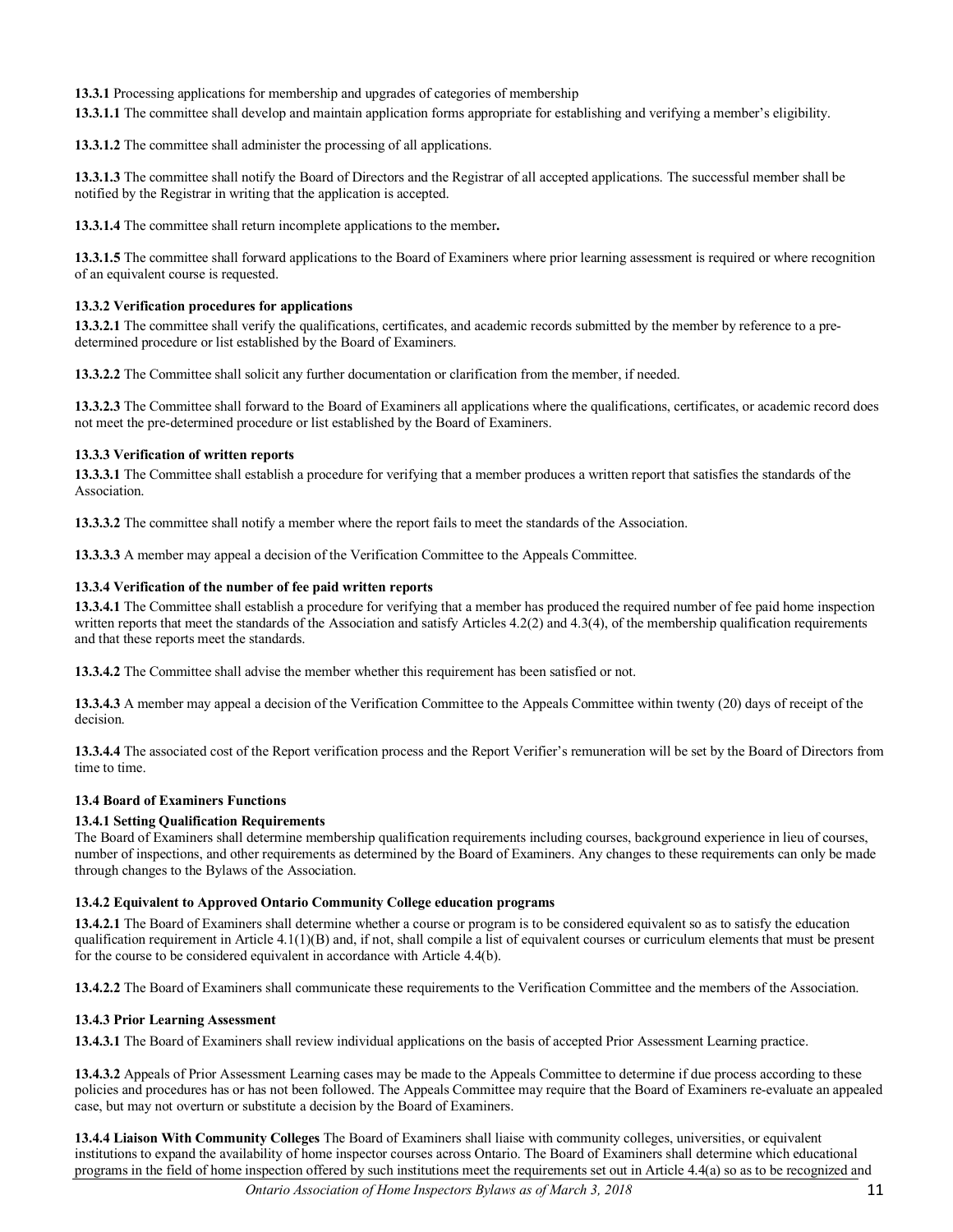**13.3.1** Processing applications for membership and upgrades of categories of membership

**13.3.1.1** The committee shall develop and maintain application forms appropriate for establishing and verifying a member's eligibility.

**13.3.1.2** The committee shall administer the processing of all applications.

**13.3.1.3** The committee shall notify the Board of Directors and the Registrar of all accepted applications. The successful member shall be notified by the Registrar in writing that the application is accepted.

**13.3.1.4** The committee shall return incomplete applications to the member**.**

**13.3.1.5** The committee shall forward applications to the Board of Examiners where prior learning assessment is required or where recognition of an equivalent course is requested.

**13.3.2 Verification procedures for applications**

**13.3.2.1** The committee shall verify the qualifications, certificates, and academic records submitted by the member by reference to a pre-determined procedure or list established by the Board of Examiners.

**13.3.2.2** The Committee shall solicit any further documentation or clarification from the member, if needed.

**13.3.2.3** The Committee shall forward to the Board of Examiners all applications where the qualifications, certificates, or academic record does not meet the pre-determined procedure or list established by the Board of Examiners.

**13.3.3 Verification of written reports**

**13.3.3.1** The Committee shall establish a procedure for verifying that a member produces a written report that satisfies the standards of the Association.

**13.3.3.2** The committee shall notify a member where the report fails to meet the standards of the Association.

**13.3.3.3** A member may appeal a decision of the Verification Committee to the Appeals Committee.

**13.3.4 Verification of the number of fee paid written reports**

**13.3.4.1** The Committee shall establish a procedure for verifying that a member has produced the required number of fee paid home inspection written reports that meet the standards of the Association and satisfy Articles 4.2(2) and 4.3(4), of the membership qualification requirements and that these reports meet the standards.

**13.3.4.2** The Committee shall advise the member whether this requirement has been satisfied or not.

**13.3.4.3** A member may appeal a decision of the Verification Committee to the Appeals Committee within twenty (20) days of receipt of the decision.

**13.3.4.4** The associated cost of the Report verification process and the Report Verifier's remuneration will be set by the Board of Directors from time to time.

**13.4 Board of Examiners Functions**

**13.4.1 Setting Qualification Requirements**

The Board of Examiners shall determine membership qualification requirements including courses, background experience in lieu of courses, number of inspections, and other requirements as determined by the Board of Examiners. Any changes to these requirements can only be made through changes to the Bylaws of the Association.

**13.4.2 Equivalent to Approved Ontario Community College education programs**

**13.4.2.1** The Board of Examiners shall determine whether a course or program is to be considered equivalent so as to satisfy the education qualification requirement in Article 4.1(1)(B) and, if not, shall compile a list of equivalent courses or curriculum elements that must be present for the course to be considered equivalent in accordance with Article 4.4(b).

**13.4.2.2** The Board of Examiners shall communicate these requirements to the Verification Committee and the members of the Association.

**13.4.3 Prior Learning Assessment**

**13.4.3.1** The Board of Examiners shall review individual applications on the basis of accepted Prior Assessment Learning practice.

**13.4.3.2** Appeals of Prior Assessment Learning cases may be made to the Appeals Committee to determine if due process according to these policies and procedures has or has not been followed. The Appeals Committee may require that the Board of Examiners re-evaluate an appealed case, but may not overturn or substitute a decision by the Board of Examiners.

**13.4.4 Liaison With Community Colleges** The Board of Examiners shall liaise with community colleges, universities, or equivalent institutions to expand the availability of home inspector courses across Ontario. The Board of Examiners shall determine which educational programs in the field of home inspection offered by such institutions meet the requirements set out in Article 4.4(a) so as to be recognized and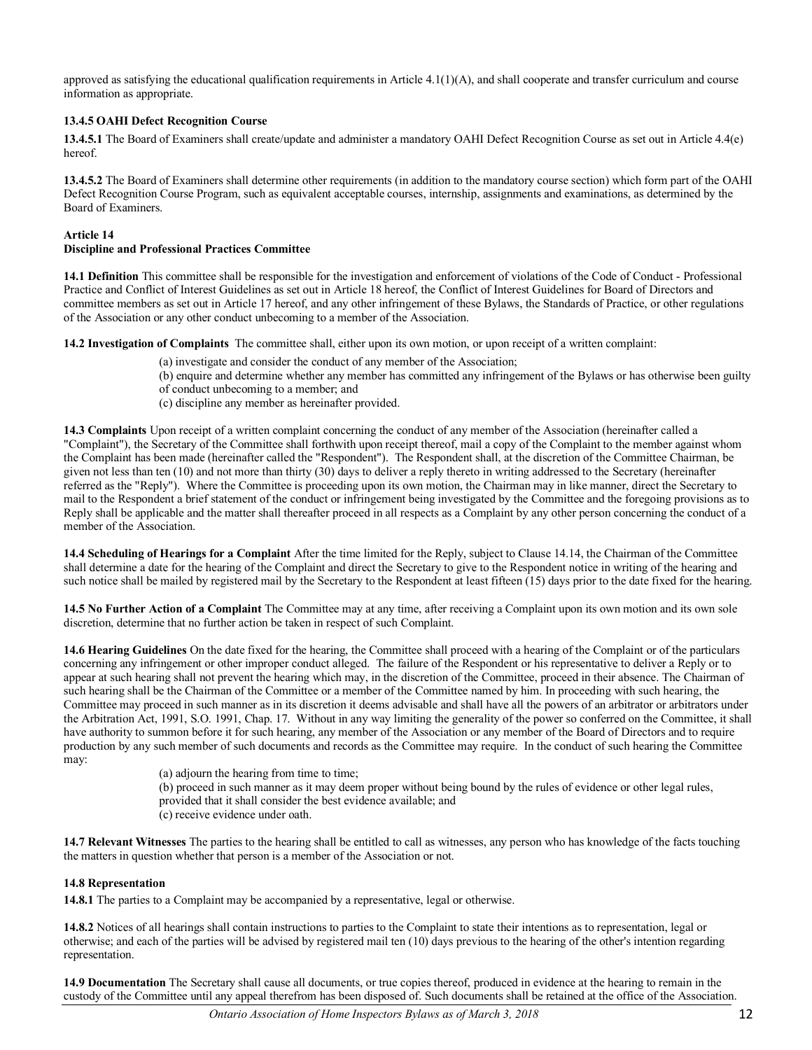approved as satisfying the educational qualification requirements in Article 4.1(1)(A), and shall cooperate and transfer curriculum and course information as appropriate.

**13.4.5 OAHI Defect Recognition Course**

**13.4.5.1** The Board of Examiners shall create/update and administer a mandatory OAHI Defect Recognition Course as set out in Article 4.4(e) hereof.

**13.4.5.2** The Board of Examiners shall determine other requirements (in addition to the mandatory course section) which form part of the OAHI Defect Recognition Course Program, such as equivalent acceptable courses, internship, assignments and examinations, as determined by the Board of Examiners.

## Article 14
## Discipline and Professional Practices Committee

**14.1 Definition** This committee shall be responsible for the investigation and enforcement of violations of the Code of Conduct - Professional Practice and Conflict of Interest Guidelines as set out in Article 18 hereof, the Conflict of Interest Guidelines for Board of Directors and committee members as set out in Article 17 hereof, and any other infringement of these Bylaws, the Standards of Practice, or other regulations of the Association or any other conduct unbecoming to a member of the Association.

**14.2 Investigation of Complaints** The committee shall, either upon its own motion, or upon receipt of a written complaint:

(a) investigate and consider the conduct of any member of the Association;
(b) enquire and determine whether any member has committed any infringement of the Bylaws or has otherwise been guilty of conduct unbecoming to a member; and
(c) discipline any member as hereinafter provided.

**14.3 Complaints** Upon receipt of a written complaint concerning the conduct of any member of the Association (hereinafter called a "Complaint"), the Secretary of the Committee shall forthwith upon receipt thereof, mail a copy of the Complaint to the member against whom the Complaint has been made (hereinafter called the "Respondent"). The Respondent shall, at the discretion of the Committee Chairman, be given not less than ten (10) and not more than thirty (30) days to deliver a reply thereto in writing addressed to the Secretary (hereinafter referred as the "Reply"). Where the Committee is proceeding upon its own motion, the Chairman may in like manner, direct the Secretary to mail to the Respondent a brief statement of the conduct or infringement being investigated by the Committee and the foregoing provisions as to Reply shall be applicable and the matter shall thereafter proceed in all respects as a Complaint by any other person concerning the conduct of a member of the Association.

**14.4 Scheduling of Hearings for a Complaint** After the time limited for the Reply, subject to Clause 14.14, the Chairman of the Committee shall determine a date for the hearing of the Complaint and direct the Secretary to give to the Respondent notice in writing of the hearing and such notice shall be mailed by registered mail by the Secretary to the Respondent at least fifteen (15) days prior to the date fixed for the hearing.

**14.5 No Further Action of a Complaint** The Committee may at any time, after receiving a Complaint upon its own motion and its own sole discretion, determine that no further action be taken in respect of such Complaint.

**14.6 Hearing Guidelines** On the date fixed for the hearing, the Committee shall proceed with a hearing of the Complaint or of the particulars concerning any infringement or other improper conduct alleged. The failure of the Respondent or his representative to deliver a Reply or to appear at such hearing shall not prevent the hearing which may, in the discretion of the Committee, proceed in their absence. The Chairman of such hearing shall be the Chairman of the Committee or a member of the Committee named by him. In proceeding with such hearing, the Committee may proceed in such manner as in its discretion it deems advisable and shall have all the powers of an arbitrator or arbitrators under the Arbitration Act, 1991, S.O. 1991, Chap. 17. Without in any way limiting the generality of the power so conferred on the Committee, it shall have authority to summon before it for such hearing, any member of the Association or any member of the Board of Directors and to require production by any such member of such documents and records as the Committee may require. In the conduct of such hearing the Committee may:

(a) adjourn the hearing from time to time;
(b) proceed in such manner as it may deem proper without being bound by the rules of evidence or other legal rules, provided that it shall consider the best evidence available; and
(c) receive evidence under oath.

**14.7 Relevant Witnesses** The parties to the hearing shall be entitled to call as witnesses, any person who has knowledge of the facts touching the matters in question whether that person is a member of the Association or not.

**14.8 Representation**

**14.8.1** The parties to a Complaint may be accompanied by a representative, legal or otherwise.

**14.8.2** Notices of all hearings shall contain instructions to parties to the Complaint to state their intentions as to representation, legal or otherwise; and each of the parties will be advised by registered mail ten (10) days previous to the hearing of the other's intention regarding representation.

**14.9 Documentation** The Secretary shall cause all documents, or true copies thereof, produced in evidence at the hearing to remain in the custody of the Committee until any appeal therefrom has been disposed of. Such documents shall be retained at the office of the Association.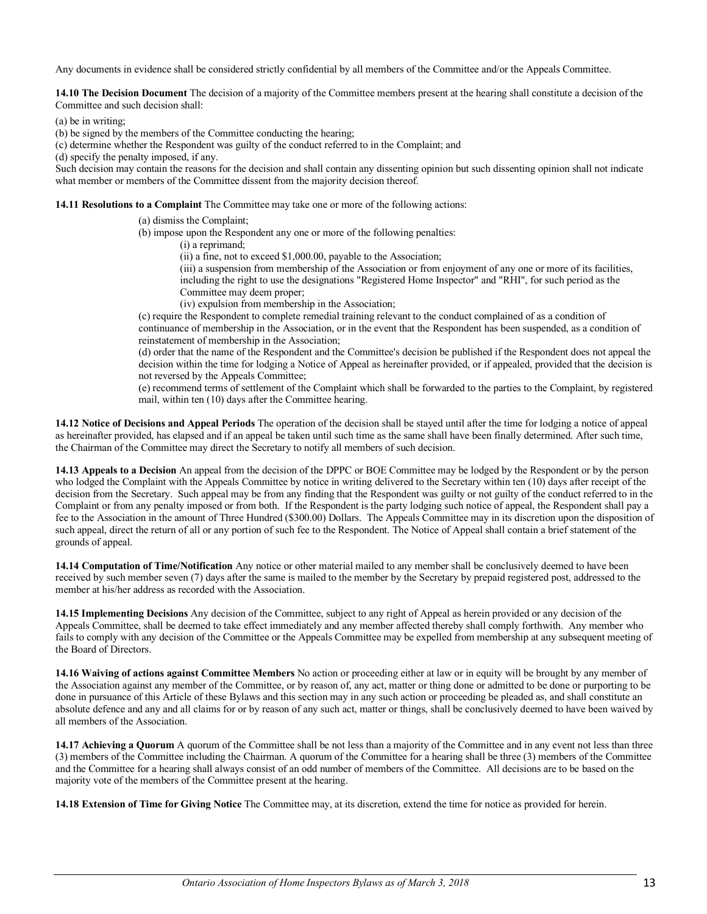Any documents in evidence shall be considered strictly confidential by all members of the Committee and/or the Appeals Committee.

**14.10 The Decision Document** The decision of a majority of the Committee members present at the hearing shall constitute a decision of the Committee and such decision shall:

(a) be in writing;
(b) be signed by the members of the Committee conducting the hearing;
(c) determine whether the Respondent was guilty of the conduct referred to in the Complaint; and
(d) specify the penalty imposed, if any.

Such decision may contain the reasons for the decision and shall contain any dissenting opinion but such dissenting opinion shall not indicate what member or members of the Committee dissent from the majority decision thereof.

**14.11 Resolutions to a Complaint** The Committee may take one or more of the following actions:

(a) dismiss the Complaint;
(b) impose upon the Respondent any one or more of the following penalties:
  (i) a reprimand;
  (ii) a fine, not to exceed $1,000.00, payable to the Association;
  (iii) a suspension from membership of the Association or from enjoyment of any one or more of its facilities, including the right to use the designations "Registered Home Inspector" and "RHI", for such period as the Committee may deem proper;
  (iv) expulsion from membership in the Association;
(c) require the Respondent to complete remedial training relevant to the conduct complained of as a condition of continuance of membership in the Association, or in the event that the Respondent has been suspended, as a condition of reinstatement of membership in the Association;
(d) order that the name of the Respondent and the Committee's decision be published if the Respondent does not appeal the decision within the time for lodging a Notice of Appeal as hereinafter provided, or if appealed, provided that the decision is not reversed by the Appeals Committee;
(e) recommend terms of settlement of the Complaint which shall be forwarded to the parties to the Complaint, by registered mail, within ten (10) days after the Committee hearing.

**14.12 Notice of Decisions and Appeal Periods** The operation of the decision shall be stayed until after the time for lodging a notice of appeal as hereinafter provided, has elapsed and if an appeal be taken until such time as the same shall have been finally determined. After such time, the Chairman of the Committee may direct the Secretary to notify all members of such decision.

**14.13 Appeals to a Decision** An appeal from the decision of the DPPC or BOE Committee may be lodged by the Respondent or by the person who lodged the Complaint with the Appeals Committee by notice in writing delivered to the Secretary within ten (10) days after receipt of the decision from the Secretary. Such appeal may be from any finding that the Respondent was guilty or not guilty of the conduct referred to in the Complaint or from any penalty imposed or from both. If the Respondent is the party lodging such notice of appeal, the Respondent shall pay a fee to the Association in the amount of Three Hundred ($300.00) Dollars. The Appeals Committee may in its discretion upon the disposition of such appeal, direct the return of all or any portion of such fee to the Respondent. The Notice of Appeal shall contain a brief statement of the grounds of appeal.

**14.14 Computation of Time/Notification** Any notice or other material mailed to any member shall be conclusively deemed to have been received by such member seven (7) days after the same is mailed to the member by the Secretary by prepaid registered post, addressed to the member at his/her address as recorded with the Association.

**14.15 Implementing Decisions** Any decision of the Committee, subject to any right of Appeal as herein provided or any decision of the Appeals Committee, shall be deemed to take effect immediately and any member affected thereby shall comply forthwith. Any member who fails to comply with any decision of the Committee or the Appeals Committee may be expelled from membership at any subsequent meeting of the Board of Directors.

**14.16 Waiving of actions against Committee Members** No action or proceeding either at law or in equity will be brought by any member of the Association against any member of the Committee, or by reason of, any act, matter or thing done or admitted to be done or purporting to be done in pursuance of this Article of these Bylaws and this section may in any such action or proceeding be pleaded as, and shall constitute an absolute defence and any and all claims for or by reason of any such act, matter or things, shall be conclusively deemed to have been waived by all members of the Association.

**14.17 Achieving a Quorum** A quorum of the Committee shall be not less than a majority of the Committee and in any event not less than three (3) members of the Committee including the Chairman. A quorum of the Committee for a hearing shall be three (3) members of the Committee and the Committee for a hearing shall always consist of an odd number of members of the Committee. All decisions are to be based on the majority vote of the members of the Committee present at the hearing.

**14.18 Extension of Time for Giving Notice** The Committee may, at its discretion, extend the time for notice as provided for herein.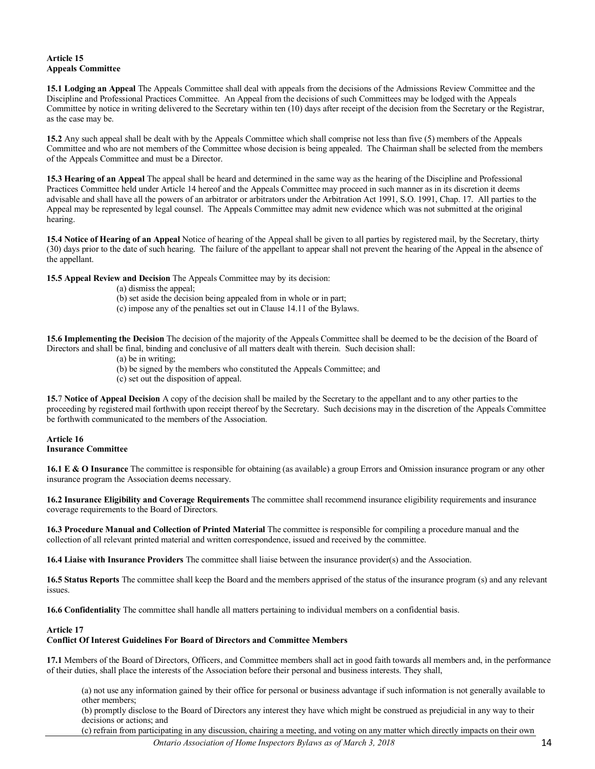**Article 15**
**Appeals Committee**

**15.1 Lodging an Appeal** The Appeals Committee shall deal with appeals from the decisions of the Admissions Review Committee and the Discipline and Professional Practices Committee. An Appeal from the decisions of such Committees may be lodged with the Appeals Committee by notice in writing delivered to the Secretary within ten (10) days after receipt of the decision from the Secretary or the Registrar, as the case may be.

**15.2** Any such appeal shall be dealt with by the Appeals Committee which shall comprise not less than five (5) members of the Appeals Committee and who are not members of the Committee whose decision is being appealed. The Chairman shall be selected from the members of the Appeals Committee and must be a Director.

**15.3 Hearing of an Appeal** The appeal shall be heard and determined in the same way as the hearing of the Discipline and Professional Practices Committee held under Article 14 hereof and the Appeals Committee may proceed in such manner as in its discretion it deems advisable and shall have all the powers of an arbitrator or arbitrators under the Arbitration Act 1991, S.O. 1991, Chap. 17. All parties to the Appeal may be represented by legal counsel. The Appeals Committee may admit new evidence which was not submitted at the original hearing.

**15.4 Notice of Hearing of an Appeal** Notice of hearing of the Appeal shall be given to all parties by registered mail, by the Secretary, thirty (30) days prior to the date of such hearing. The failure of the appellant to appear shall not prevent the hearing of the Appeal in the absence of the appellant.

**15.5 Appeal Review and Decision** The Appeals Committee may by its decision:

(a) dismiss the appeal;
(b) set aside the decision being appealed from in whole or in part;
(c) impose any of the penalties set out in Clause 14.11 of the Bylaws.

**15.6 Implementing the Decision** The decision of the majority of the Appeals Committee shall be deemed to be the decision of the Board of Directors and shall be final, binding and conclusive of all matters dealt with therein. Such decision shall:

(a) be in writing;
(b) be signed by the members who constituted the Appeals Committee; and
(c) set out the disposition of appeal.

**15.7 Notice of Appeal Decision** A copy of the decision shall be mailed by the Secretary to the appellant and to any other parties to the proceeding by registered mail forthwith upon receipt thereof by the Secretary. Such decisions may in the discretion of the Appeals Committee be forthwith communicated to the members of the Association.

**Article 16**
**Insurance Committee**

**16.1 E & O Insurance** The committee is responsible for obtaining (as available) a group Errors and Omission insurance program or any other insurance program the Association deems necessary.

**16.2 Insurance Eligibility and Coverage Requirements** The committee shall recommend insurance eligibility requirements and insurance coverage requirements to the Board of Directors.

**16.3 Procedure Manual and Collection of Printed Material** The committee is responsible for compiling a procedure manual and the collection of all relevant printed material and written correspondence, issued and received by the committee.

**16.4 Liaise with Insurance Providers** The committee shall liaise between the insurance provider(s) and the Association.

**16.5 Status Reports** The committee shall keep the Board and the members apprised of the status of the insurance program (s) and any relevant issues.

**16.6 Confidentiality** The committee shall handle all matters pertaining to individual members on a confidential basis.

**Article 17**
**Conflict Of Interest Guidelines For Board of Directors and Committee Members**

**17.1** Members of the Board of Directors, Officers, and Committee members shall act in good faith towards all members and, in the performance of their duties, shall place the interests of the Association before their personal and business interests. They shall,

(a) not use any information gained by their office for personal or business advantage if such information is not generally available to other members;
(b) promptly disclose to the Board of Directors any interest they have which might be construed as prejudicial in any way to their decisions or actions; and
(c) refrain from participating in any discussion, chairing a meeting, and voting on any matter which directly impacts on their own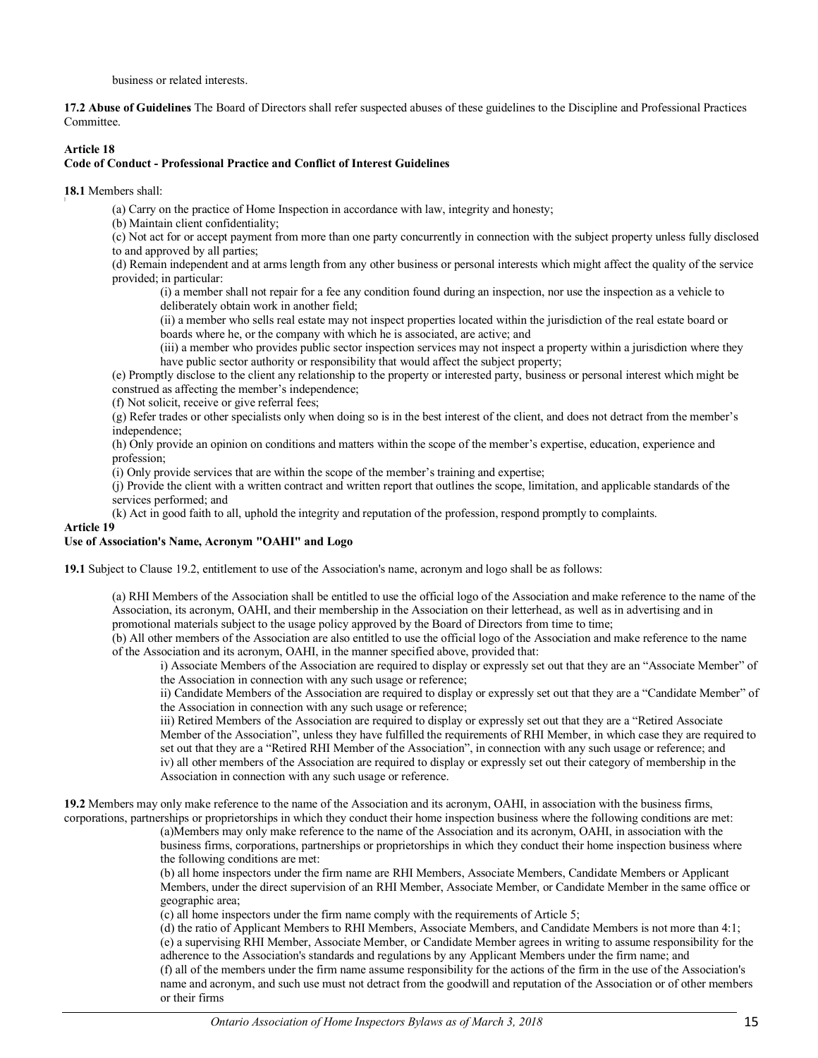business or related interests.

**17.2 Abuse of Guidelines** The Board of Directors shall refer suspected abuses of these guidelines to the Discipline and Professional Practices Committee.

### Article 18
### Code of Conduct - Professional Practice and Conflict of Interest Guidelines

**18.1** Members shall:

(a) Carry on the practice of Home Inspection in accordance with law, integrity and honesty;

(b) Maintain client confidentiality;

(c) Not act for or accept payment from more than one party concurrently in connection with the subject property unless fully disclosed to and approved by all parties;

(d) Remain independent and at arms length from any other business or personal interests which might affect the quality of the service provided; in particular:

> (i) a member shall not repair for a fee any condition found during an inspection, nor use the inspection as a vehicle to deliberately obtain work in another field;
>
> (ii) a member who sells real estate may not inspect properties located within the jurisdiction of the real estate board or boards where he, or the company with which he is associated, are active; and
>
> (iii) a member who provides public sector inspection services may not inspect a property within a jurisdiction where they have public sector authority or responsibility that would affect the subject property;

(e) Promptly disclose to the client any relationship to the property or interested party, business or personal interest which might be construed as affecting the member's independence;

(f) Not solicit, receive or give referral fees;

(g) Refer trades or other specialists only when doing so is in the best interest of the client, and does not detract from the member's independence;

(h) Only provide an opinion on conditions and matters within the scope of the member's expertise, education, experience and profession;

(i) Only provide services that are within the scope of the member's training and expertise;

(j) Provide the client with a written contract and written report that outlines the scope, limitation, and applicable standards of the services performed; and

(k) Act in good faith to all, uphold the integrity and reputation of the profession, respond promptly to complaints.

### Article 19
### Use of Association's Name, Acronym "OAHI" and Logo

**19.1** Subject to Clause 19.2, entitlement to use of the Association's name, acronym and logo shall be as follows:

(a) RHI Members of the Association shall be entitled to use the official logo of the Association and make reference to the name of the Association, its acronym, OAHI, and their membership in the Association on their letterhead, as well as in advertising and in promotional materials subject to the usage policy approved by the Board of Directors from time to time;

(b) All other members of the Association are also entitled to use the official logo of the Association and make reference to the name of the Association and its acronym, OAHI, in the manner specified above, provided that:

> i) Associate Members of the Association are required to display or expressly set out that they are an "Associate Member" of the Association in connection with any such usage or reference;
>
> ii) Candidate Members of the Association are required to display or expressly set out that they are a "Candidate Member" of the Association in connection with any such usage or reference;
>
> iii) Retired Members of the Association are required to display or expressly set out that they are a "Retired Associate Member of the Association", unless they have fulfilled the requirements of RHI Member, in which case they are required to set out that they are a "Retired RHI Member of the Association", in connection with any such usage or reference; and
>
> iv) all other members of the Association are required to display or expressly set out their category of membership in the Association in connection with any such usage or reference.

**19.2** Members may only make reference to the name of the Association and its acronym, OAHI, in association with the business firms, corporations, partnerships or proprietorships in which they conduct their home inspection business where the following conditions are met:

> (a)Members may only make reference to the name of the Association and its acronym, OAHI, in association with the business firms, corporations, partnerships or proprietorships in which they conduct their home inspection business where the following conditions are met:
>
> (b) all home inspectors under the firm name are RHI Members, Associate Members, Candidate Members or Applicant Members, under the direct supervision of an RHI Member, Associate Member, or Candidate Member in the same office or geographic area;
>
> (c) all home inspectors under the firm name comply with the requirements of Article 5;
>
> (d) the ratio of Applicant Members to RHI Members, Associate Members, and Candidate Members is not more than 4:1;
>
> (e) a supervising RHI Member, Associate Member, or Candidate Member agrees in writing to assume responsibility for the adherence to the Association's standards and regulations by any Applicant Members under the firm name; and
>
> (f) all of the members under the firm name assume responsibility for the actions of the firm in the use of the Association's name and acronym, and such use must not detract from the goodwill and reputation of the Association or of other members or their firms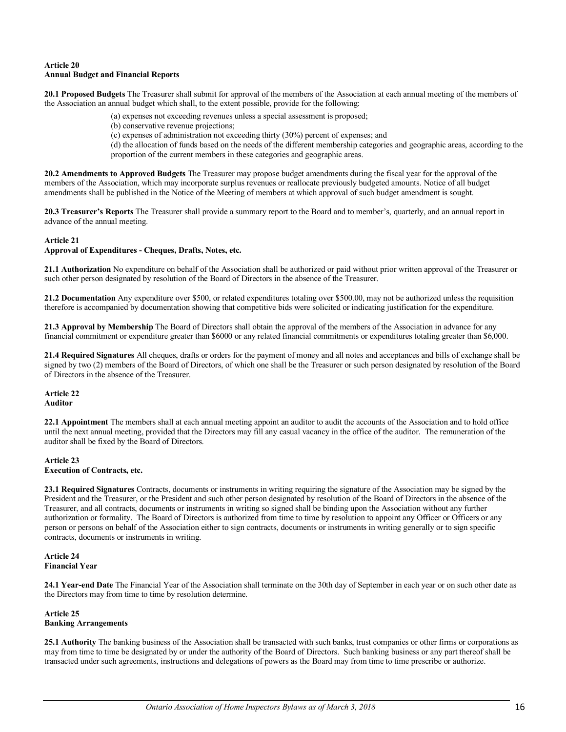### Article 20
### Annual Budget and Financial Reports

**20.1 Proposed Budgets** The Treasurer shall submit for approval of the members of the Association at each annual meeting of the members of the Association an annual budget which shall, to the extent possible, provide for the following:

(a) expenses not exceeding revenues unless a special assessment is proposed;
(b) conservative revenue projections;
(c) expenses of administration not exceeding thirty (30%) percent of expenses; and
(d) the allocation of funds based on the needs of the different membership categories and geographic areas, according to the proportion of the current members in these categories and geographic areas.

**20.2 Amendments to Approved Budgets** The Treasurer may propose budget amendments during the fiscal year for the approval of the members of the Association, which may incorporate surplus revenues or reallocate previously budgeted amounts. Notice of all budget amendments shall be published in the Notice of the Meeting of members at which approval of such budget amendment is sought.

**20.3 Treasurer's Reports** The Treasurer shall provide a summary report to the Board and to member's, quarterly, and an annual report in advance of the annual meeting.

### Article 21
### Approval of Expenditures - Cheques, Drafts, Notes, etc.

**21.1 Authorization** No expenditure on behalf of the Association shall be authorized or paid without prior written approval of the Treasurer or such other person designated by resolution of the Board of Directors in the absence of the Treasurer.

**21.2 Documentation** Any expenditure over $500, or related expenditures totaling over $500.00, may not be authorized unless the requisition therefore is accompanied by documentation showing that competitive bids were solicited or indicating justification for the expenditure.

**21.3 Approval by Membership** The Board of Directors shall obtain the approval of the members of the Association in advance for any financial commitment or expenditure greater than $6000 or any related financial commitments or expenditures totaling greater than $6,000.

**21.4 Required Signatures** All cheques, drafts or orders for the payment of money and all notes and acceptances and bills of exchange shall be signed by two (2) members of the Board of Directors, of which one shall be the Treasurer or such person designated by resolution of the Board of Directors in the absence of the Treasurer.

### Article 22
### Auditor

**22.1 Appointment** The members shall at each annual meeting appoint an auditor to audit the accounts of the Association and to hold office until the next annual meeting, provided that the Directors may fill any casual vacancy in the office of the auditor. The remuneration of the auditor shall be fixed by the Board of Directors.

### Article 23
### Execution of Contracts, etc.

**23.1 Required Signatures** Contracts, documents or instruments in writing requiring the signature of the Association may be signed by the President and the Treasurer, or the President and such other person designated by resolution of the Board of Directors in the absence of the Treasurer, and all contracts, documents or instruments in writing so signed shall be binding upon the Association without any further authorization or formality. The Board of Directors is authorized from time to time by resolution to appoint any Officer or Officers or any person or persons on behalf of the Association either to sign contracts, documents or instruments in writing generally or to sign specific contracts, documents or instruments in writing.

### Article 24
### Financial Year

**24.1 Year-end Date** The Financial Year of the Association shall terminate on the 30th day of September in each year or on such other date as the Directors may from time to time by resolution determine.

### Article 25
### Banking Arrangements

**25.1 Authority** The banking business of the Association shall be transacted with such banks, trust companies or other firms or corporations as may from time to time be designated by or under the authority of the Board of Directors. Such banking business or any part thereof shall be transacted under such agreements, instructions and delegations of powers as the Board may from time to time prescribe or authorize.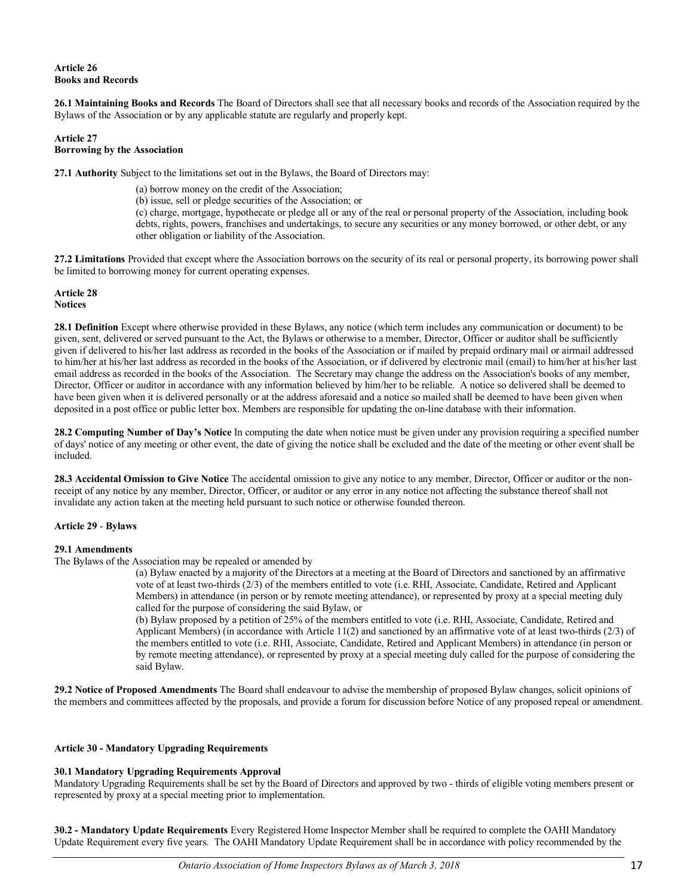**Article 26**
**Books and Records**

**26.1 Maintaining Books and Records** The Board of Directors shall see that all necessary books and records of the Association required by the Bylaws of the Association or by any applicable statute are regularly and properly kept.

**Article 27**
**Borrowing by the Association**

**27.1 Authority** Subject to the limitations set out in the Bylaws, the Board of Directors may:

(a) borrow money on the credit of the Association;
(b) issue, sell or pledge securities of the Association; or
(c) charge, mortgage, hypothecate or pledge all or any of the real or personal property of the Association, including book debts, rights, powers, franchises and undertakings, to secure any securities or any money borrowed, or other debt, or any other obligation or liability of the Association.

**27.2 Limitations** Provided that except where the Association borrows on the security of its real or personal property, its borrowing power shall be limited to borrowing money for current operating expenses.

**Article 28**
**Notices**

**28.1 Definition** Except where otherwise provided in these Bylaws, any notice (which term includes any communication or document) to be given, sent, delivered or served pursuant to the Act, the Bylaws or otherwise to a member, Director, Officer or auditor shall be sufficiently given if delivered to his/her last address as recorded in the books of the Association or if mailed by prepaid ordinary mail or airmail addressed to him/her at his/her last address as recorded in the books of the Association, or if delivered by electronic mail (email) to him/her at his/her last email address as recorded in the books of the Association. The Secretary may change the address on the Association's books of any member, Director, Officer or auditor in accordance with any information believed by him/her to be reliable. A notice so delivered shall be deemed to have been given when it is delivered personally or at the address aforesaid and a notice so mailed shall be deemed to have been given when deposited in a post office or public letter box. Members are responsible for updating the on-line database with their information.

**28.2 Computing Number of Day's Notice** In computing the date when notice must be given under any provision requiring a specified number of days' notice of any meeting or other event, the date of giving the notice shall be excluded and the date of the meeting or other event shall be included.

**28.3 Accidental Omission to Give Notice** The accidental omission to give any notice to any member, Director, Officer or auditor or the non-receipt of any notice by any member, Director, Officer, or auditor or any error in any notice not affecting the substance thereof shall not invalidate any action taken at the meeting held pursuant to such notice or otherwise founded thereon.

**Article 29** - **Bylaws**

**29.1 Amendments**
The Bylaws of the Association may be repealed or amended by

(a) Bylaw enacted by a majority of the Directors at a meeting at the Board of Directors and sanctioned by an affirmative vote of at least two-thirds (2/3) of the members entitled to vote (i.e. RHI, Associate, Candidate, Retired and Applicant Members) in attendance (in person or by remote meeting attendance), or represented by proxy at a special meeting duly called for the purpose of considering the said Bylaw, or

(b) Bylaw proposed by a petition of 25% of the members entitled to vote (i.e. RHI, Associate, Candidate, Retired and Applicant Members) (in accordance with Article 11(2) and sanctioned by an affirmative vote of at least two-thirds (2/3) of the members entitled to vote (i.e. RHI, Associate, Candidate, Retired and Applicant Members) in attendance (in person or by remote meeting attendance), or represented by proxy at a special meeting duly called for the purpose of considering the said Bylaw.

**29.2 Notice of Proposed Amendments** The Board shall endeavour to advise the membership of proposed Bylaw changes, solicit opinions of the members and committees affected by the proposals, and provide a forum for discussion before Notice of any proposed repeal or amendment.

**Article 30 - Mandatory Upgrading Requirements**

**30.1 Mandatory Upgrading Requirements Approval**
Mandatory Upgrading Requirements shall be set by the Board of Directors and approved by two - thirds of eligible voting members present or represented by proxy at a special meeting prior to implementation.

**30.2 - Mandatory Update Requirements** Every Registered Home Inspector Member shall be required to complete the OAHI Mandatory Update Requirement every five years. The OAHI Mandatory Update Requirement shall be in accordance with policy recommended by the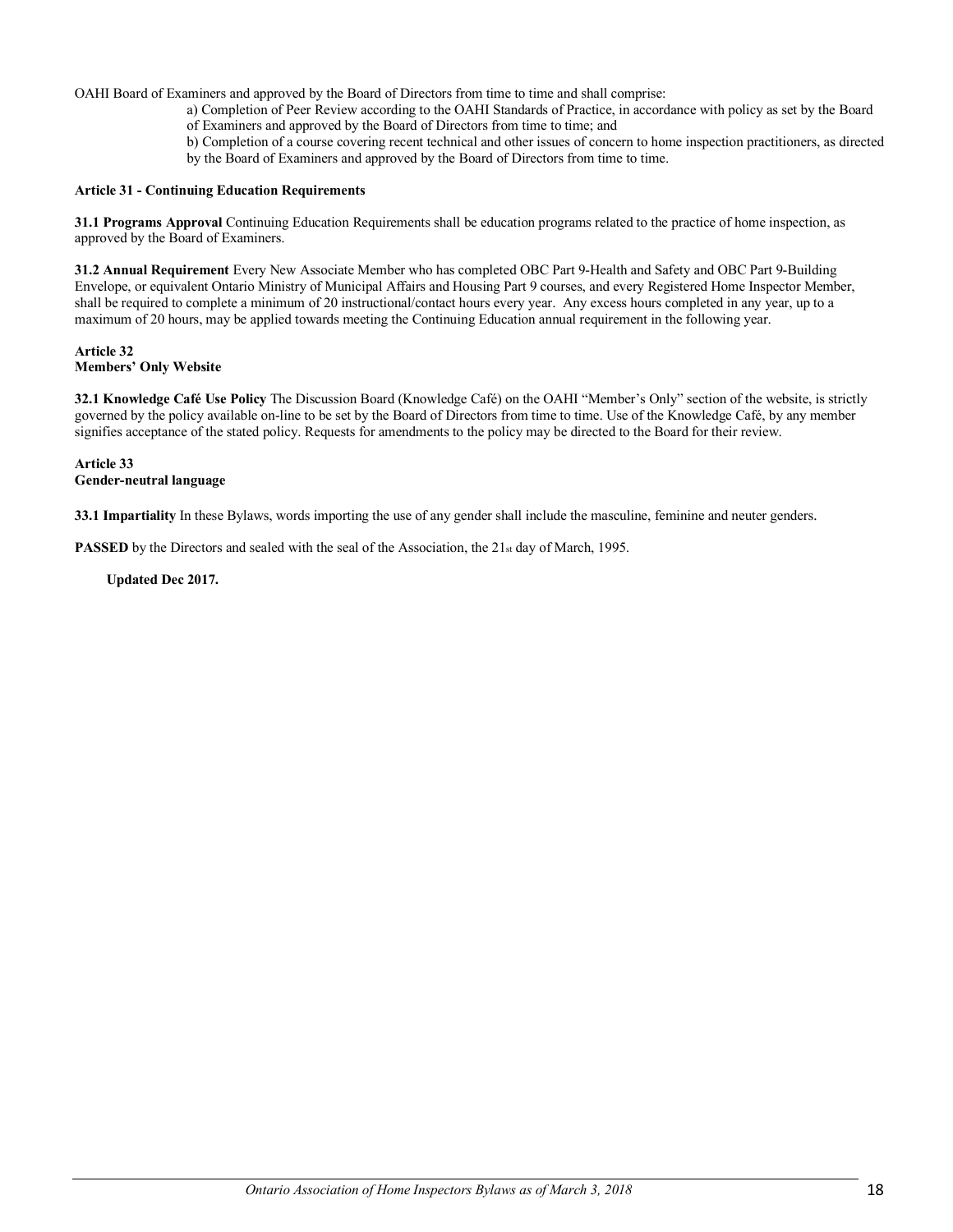OAHI Board of Examiners and approved by the Board of Directors from time to time and shall comprise:

a) Completion of Peer Review according to the OAHI Standards of Practice, in accordance with policy as set by the Board of Examiners and approved by the Board of Directors from time to time; and

b) Completion of a course covering recent technical and other issues of concern to home inspection practitioners, as directed by the Board of Examiners and approved by the Board of Directors from time to time.

**Article 31 - Continuing Education Requirements**

**31.1 Programs Approval** Continuing Education Requirements shall be education programs related to the practice of home inspection, as approved by the Board of Examiners.

**31.2 Annual Requirement** Every New Associate Member who has completed OBC Part 9-Health and Safety and OBC Part 9-Building Envelope, or equivalent Ontario Ministry of Municipal Affairs and Housing Part 9 courses, and every Registered Home Inspector Member, shall be required to complete a minimum of 20 instructional/contact hours every year. Any excess hours completed in any year, up to a maximum of 20 hours, may be applied towards meeting the Continuing Education annual requirement in the following year.

**Article 32**
**Members' Only Website**

**32.1 Knowledge Café Use Policy** The Discussion Board (Knowledge Café) on the OAHI "Member's Only" section of the website, is strictly governed by the policy available on-line to be set by the Board of Directors from time to time. Use of the Knowledge Café, by any member signifies acceptance of the stated policy. Requests for amendments to the policy may be directed to the Board for their review.

**Article 33**
**Gender-neutral language**

**33.1 Impartiality** In these Bylaws, words importing the use of any gender shall include the masculine, feminine and neuter genders.

**PASSED** by the Directors and sealed with the seal of the Association, the 21st day of March, 1995.

**Updated Dec 2017.**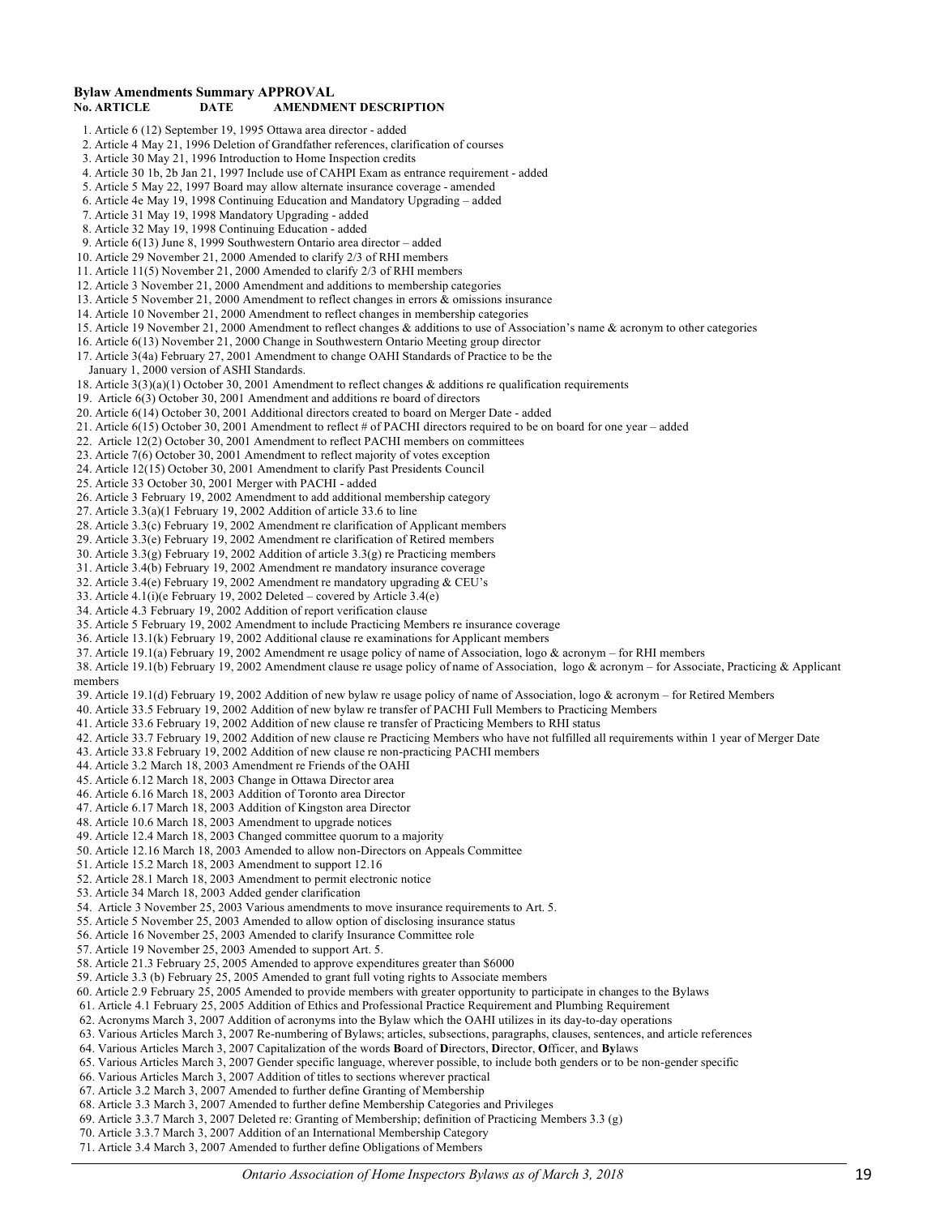**Bylaw Amendments Summary APPROVAL**

**No. ARTICLE DATE AMENDMENT DESCRIPTION**

1. Article 6 (12) September 19, 1995 Ottawa area director - added
2. Article 4 May 21, 1996 Deletion of Grandfather references, clarification of courses
3. Article 30 May 21, 1996 Introduction to Home Inspection credits
4. Article 30 1b, 2b Jan 21, 1997 Include use of CAHPI Exam as entrance requirement - added
5. Article 5 May 22, 1997 Board may allow alternate insurance coverage - amended
6. Article 4e May 19, 1998 Continuing Education and Mandatory Upgrading – added
7. Article 31 May 19, 1998 Mandatory Upgrading - added
8. Article 32 May 19, 1998 Continuing Education - added
9. Article 6(13) June 8, 1999 Southwestern Ontario area director – added
10. Article 29 November 21, 2000 Amended to clarify 2/3 of RHI members
11. Article 11(5) November 21, 2000 Amended to clarify 2/3 of RHI members
12. Article 3 November 21, 2000 Amendment and additions to membership categories
13. Article 5 November 21, 2000 Amendment to reflect changes in errors & omissions insurance
14. Article 10 November 21, 2000 Amendment to reflect changes in membership categories
15. Article 19 November 21, 2000 Amendment to reflect changes & additions to use of Association's name & acronym to other categories
16. Article 6(13) November 21, 2000 Change in Southwestern Ontario Meeting group director
17. Article 3(4a) February 27, 2001 Amendment to change OAHI Standards of Practice to be the January 1, 2000 version of ASHI Standards.
18. Article 3(3)(a)(1) October 30, 2001 Amendment to reflect changes & additions re qualification requirements
19. Article 6(3) October 30, 2001 Amendment and additions re board of directors
20. Article 6(14) October 30, 2001 Additional directors created to board on Merger Date - added
21. Article 6(15) October 30, 2001 Amendment to reflect # of PACHI directors required to be on board for one year – added
22. Article 12(2) October 30, 2001 Amendment to reflect PACHI members on committees
23. Article 7(6) October 30, 2001 Amendment to reflect majority of votes exception
24. Article 12(15) October 30, 2001 Amendment to clarify Past Presidents Council
25. Article 33 October 30, 2001 Merger with PACHI - added
26. Article 3 February 19, 2002 Amendment to add additional membership category
27. Article 3.3(a)(1 February 19, 2002 Addition of article 33.6 to line
28. Article 3.3(c) February 19, 2002 Amendment re clarification of Applicant members
29. Article 3.3(e) February 19, 2002 Amendment re clarification of Retired members
30. Article 3.3(g) February 19, 2002 Addition of article 3.3(g) re Practicing members
31. Article 3.4(b) February 19, 2002 Amendment re mandatory insurance coverage
32. Article 3.4(e) February 19, 2002 Amendment re mandatory upgrading & CEU's
33. Article 4.1(i)(e February 19, 2002 Deleted – covered by Article 3.4(e)
34. Article 4.3 February 19, 2002 Addition of report verification clause
35. Article 5 February 19, 2002 Amendment to include Practicing Members re insurance coverage
36. Article 13.1(k) February 19, 2002 Additional clause re examinations for Applicant members
37. Article 19.1(a) February 19, 2002 Amendment re usage policy of name of Association, logo & acronym – for RHI members
38. Article 19.1(b) February 19, 2002 Amendment clause re usage policy of name of Association, logo & acronym – for Associate, Practicing & Applicant members
39. Article 19.1(d) February 19, 2002 Addition of new bylaw re usage policy of name of Association, logo & acronym – for Retired Members
40. Article 33.5 February 19, 2002 Addition of new bylaw re transfer of PACHI Full Members to Practicing Members
41. Article 33.6 February 19, 2002 Addition of new clause re transfer of Practicing Members to RHI status
42. Article 33.7 February 19, 2002 Addition of new clause re Practicing Members who have not fulfilled all requirements within 1 year of Merger Date
43. Article 33.8 February 19, 2002 Addition of new clause re non-practicing PACHI members
44. Article 3.2 March 18, 2003 Amendment re Friends of the OAHI
45. Article 6.12 March 18, 2003 Change in Ottawa Director area
46. Article 6.16 March 18, 2003 Addition of Toronto area Director
47. Article 6.17 March 18, 2003 Addition of Kingston area Director
48. Article 10.6 March 18, 2003 Amendment to upgrade notices
49. Article 12.4 March 18, 2003 Changed committee quorum to a majority
50. Article 12.16 March 18, 2003 Amended to allow non-Directors on Appeals Committee
51. Article 15.2 March 18, 2003 Amendment to support 12.16
52. Article 28.1 March 18, 2003 Amendment to permit electronic notice
53. Article 34 March 18, 2003 Added gender clarification
54. Article 3 November 25, 2003 Various amendments to move insurance requirements to Art. 5.
55. Article 5 November 25, 2003 Amended to allow option of disclosing insurance status
56. Article 16 November 25, 2003 Amended to clarify Insurance Committee role
57. Article 19 November 25, 2003 Amended to support Art. 5.
58. Article 21.3 February 25, 2005 Amended to approve expenditures greater than $6000
59. Article 3.3 (b) February 25, 2005 Amended to grant full voting rights to Associate members
60. Article 2.9 February 25, 2005 Amended to provide members with greater opportunity to participate in changes to the Bylaws
61. Article 4.1 February 25, 2005 Addition of Ethics and Professional Practice Requirement and Plumbing Requirement
62. Acronyms March 3, 2007 Addition of acronyms into the Bylaw which the OAHI utilizes in its day-to-day operations
63. Various Articles March 3, 2007 Re-numbering of Bylaws; articles, subsections, paragraphs, clauses, sentences, and article references
64. Various Articles March 3, 2007 Capitalization of the words **B**oard of **D**irectors, **D**irector, **O**fficer, and **By**laws
65. Various Articles March 3, 2007 Gender specific language, wherever possible, to include both genders or to be non-gender specific
66. Various Articles March 3, 2007 Addition of titles to sections wherever practical
67. Article 3.2 March 3, 2007 Amended to further define Granting of Membership
68. Article 3.3 March 3, 2007 Amended to further define Membership Categories and Privileges
69. Article 3.3.7 March 3, 2007 Deleted re: Granting of Membership; definition of Practicing Members 3.3 (g)
70. Article 3.3.7 March 3, 2007 Addition of an International Membership Category
71. Article 3.4 March 3, 2007 Amended to further define Obligations of Members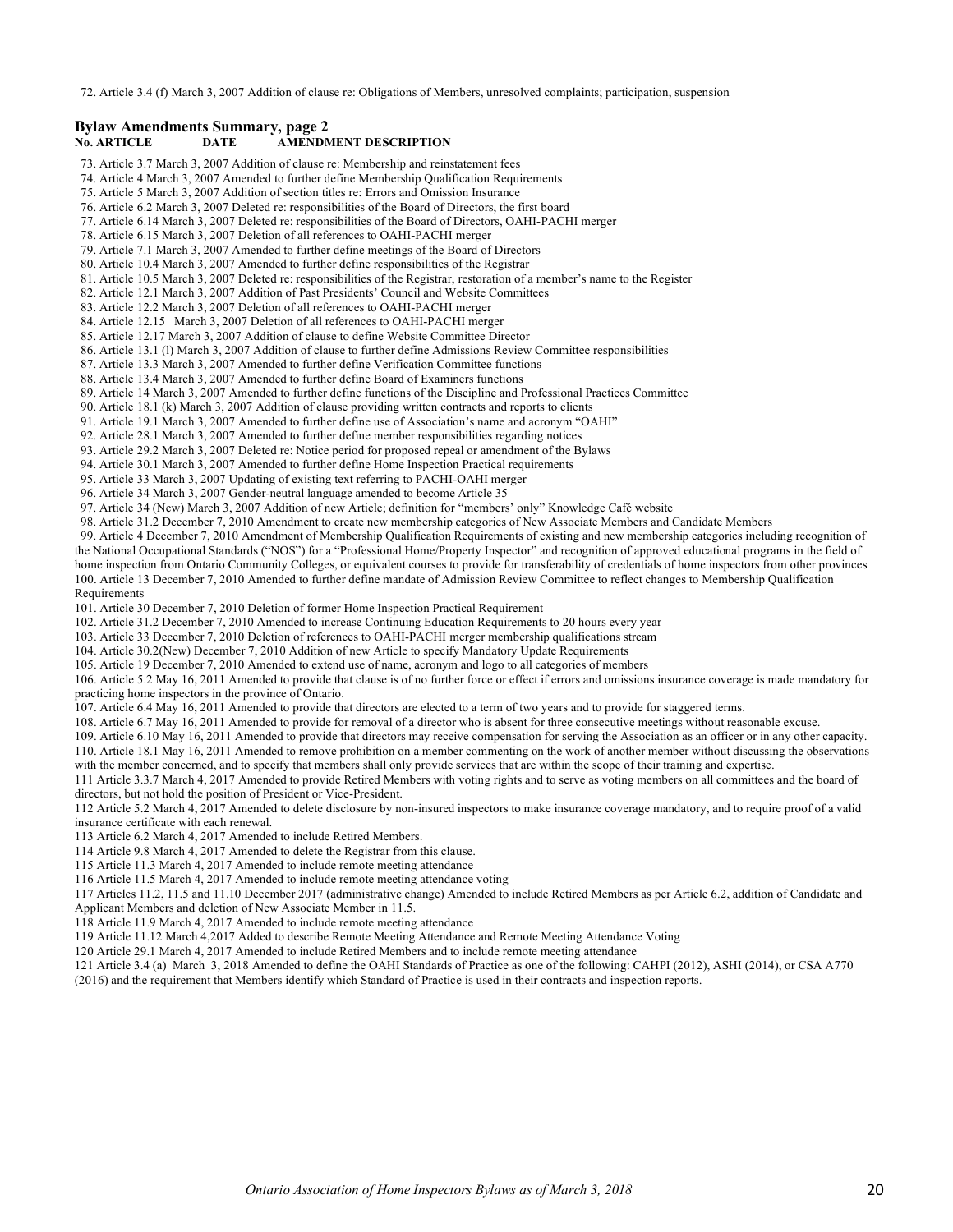72. Article 3.4 (f) March 3, 2007 Addition of clause re: Obligations of Members, unresolved complaints; participation, suspension

## Bylaw Amendments Summary, page 2

**No. ARTICLE DATE AMENDMENT DESCRIPTION**

73. Article 3.7 March 3, 2007 Addition of clause re: Membership and reinstatement fees
74. Article 4 March 3, 2007 Amended to further define Membership Qualification Requirements
75. Article 5 March 3, 2007 Addition of section titles re: Errors and Omission Insurance
76. Article 6.2 March 3, 2007 Deleted re: responsibilities of the Board of Directors, the first board
77. Article 6.14 March 3, 2007 Deleted re: responsibilities of the Board of Directors, OAHI-PACHI merger
78. Article 6.15 March 3, 2007 Deletion of all references to OAHI-PACHI merger
79. Article 7.1 March 3, 2007 Amended to further define meetings of the Board of Directors
80. Article 10.4 March 3, 2007 Amended to further define responsibilities of the Registrar
81. Article 10.5 March 3, 2007 Deleted re: responsibilities of the Registrar, restoration of a member's name to the Register
82. Article 12.1 March 3, 2007 Addition of Past Presidents' Council and Website Committees
83. Article 12.2 March 3, 2007 Deletion of all references to OAHI-PACHI merger
84. Article 12.15 March 3, 2007 Deletion of all references to OAHI-PACHI merger
85. Article 12.17 March 3, 2007 Addition of clause to define Website Committee Director
86. Article 13.1 (l) March 3, 2007 Addition of clause to further define Admissions Review Committee responsibilities
87. Article 13.3 March 3, 2007 Amended to further define Verification Committee functions
88. Article 13.4 March 3, 2007 Amended to further define Board of Examiners functions
89. Article 14 March 3, 2007 Amended to further define functions of the Discipline and Professional Practices Committee
90. Article 18.1 (k) March 3, 2007 Addition of clause providing written contracts and reports to clients
91. Article 19.1 March 3, 2007 Amended to further define use of Association's name and acronym "OAHI"
92. Article 28.1 March 3, 2007 Amended to further define member responsibilities regarding notices
93. Article 29.2 March 3, 2007 Deleted re: Notice period for proposed repeal or amendment of the Bylaws
94. Article 30.1 March 3, 2007 Amended to further define Home Inspection Practical requirements
95. Article 33 March 3, 2007 Updating of existing text referring to PACHI-OAHI merger
96. Article 34 March 3, 2007 Gender-neutral language amended to become Article 35
97. Article 34 (New) March 3, 2007 Addition of new Article; definition for "members' only" Knowledge Café website
98. Article 31.2 December 7, 2010 Amendment to create new membership categories of New Associate Members and Candidate Members
99. Article 4 December 7, 2010 Amendment of Membership Qualification Requirements of existing and new membership categories including recognition of the National Occupational Standards ("NOS") for a "Professional Home/Property Inspector" and recognition of approved educational programs in the field of home inspection from Ontario Community Colleges, or equivalent courses to provide for transferability of credentials of home inspectors from other provinces
100. Article 13 December 7, 2010 Amended to further define mandate of Admission Review Committee to reflect changes to Membership Qualification Requirements
101. Article 30 December 7, 2010 Deletion of former Home Inspection Practical Requirement
102. Article 31.2 December 7, 2010 Amended to increase Continuing Education Requirements to 20 hours every year
103. Article 33 December 7, 2010 Deletion of references to OAHI-PACHI merger membership qualifications stream
104. Article 30.2(New) December 7, 2010 Addition of new Article to specify Mandatory Update Requirements
105. Article 19 December 7, 2010 Amended to extend use of name, acronym and logo to all categories of members
106. Article 5.2 May 16, 2011 Amended to provide that clause is of no further force or effect if errors and omissions insurance coverage is made mandatory for practicing home inspectors in the province of Ontario.
107. Article 6.4 May 16, 2011 Amended to provide that directors are elected to a term of two years and to provide for staggered terms.
108. Article 6.7 May 16, 2011 Amended to provide for removal of a director who is absent for three consecutive meetings without reasonable excuse.
109. Article 6.10 May 16, 2011 Amended to provide that directors may receive compensation for serving the Association as an officer or in any other capacity.
110. Article 18.1 May 16, 2011 Amended to remove prohibition on a member commenting on the work of another member without discussing the observations with the member concerned, and to specify that members shall only provide services that are within the scope of their training and expertise.
111 Article 3.3.7 March 4, 2017 Amended to provide Retired Members with voting rights and to serve as voting members on all committees and the board of directors, but not hold the position of President or Vice-President.
112 Article 5.2 March 4, 2017 Amended to delete disclosure by non-insured inspectors to make insurance coverage mandatory, and to require proof of a valid insurance certificate with each renewal.
113 Article 6.2 March 4, 2017 Amended to include Retired Members.
114 Article 9.8 March 4, 2017 Amended to delete the Registrar from this clause.
115 Article 11.3 March 4, 2017 Amended to include remote meeting attendance
116 Article 11.5 March 4, 2017 Amended to include remote meeting attendance voting
117 Articles 11.2, 11.5 and 11.10 December 2017 (administrative change) Amended to include Retired Members as per Article 6.2, addition of Candidate and Applicant Members and deletion of New Associate Member in 11.5.
118 Article 11.9 March 4, 2017 Amended to include remote meeting attendance
119 Article 11.12 March 4,2017 Added to describe Remote Meeting Attendance and Remote Meeting Attendance Voting
120 Article 29.1 March 4, 2017 Amended to include Retired Members and to include remote meeting attendance
121 Article 3.4 (a) March 3, 2018 Amended to define the OAHI Standards of Practice as one of the following: CAHPI (2012), ASHI (2014), or CSA A770 (2016) and the requirement that Members identify which Standard of Practice is used in their contracts and inspection reports.